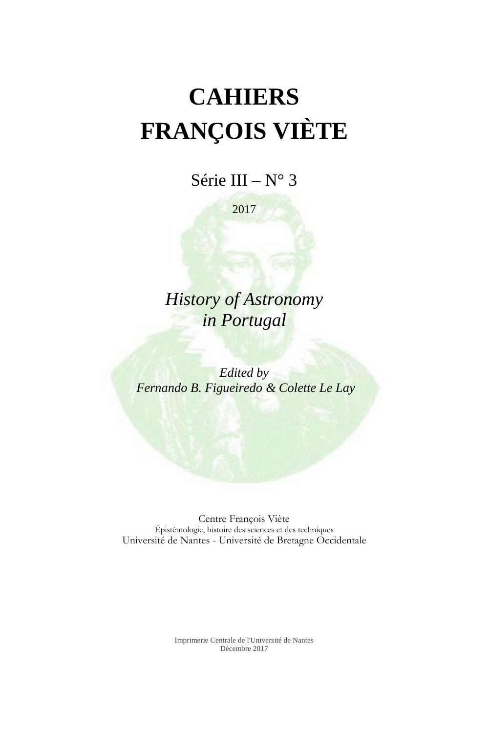# CAHIERS FRANÇOIS VIÈTE

Série III – N° 3

2017

## *History of Astronomy in Portugal*

*Edited by*
*Fernando B. Figueiredo & Colette Le Lay*

Centre François Viète
Épistémologie, histoire des sciences et des techniques
Université de Nantes - Université de Bretagne Occidentale

Imprimerie Centrale de l'Université de Nantes
Décembre 2017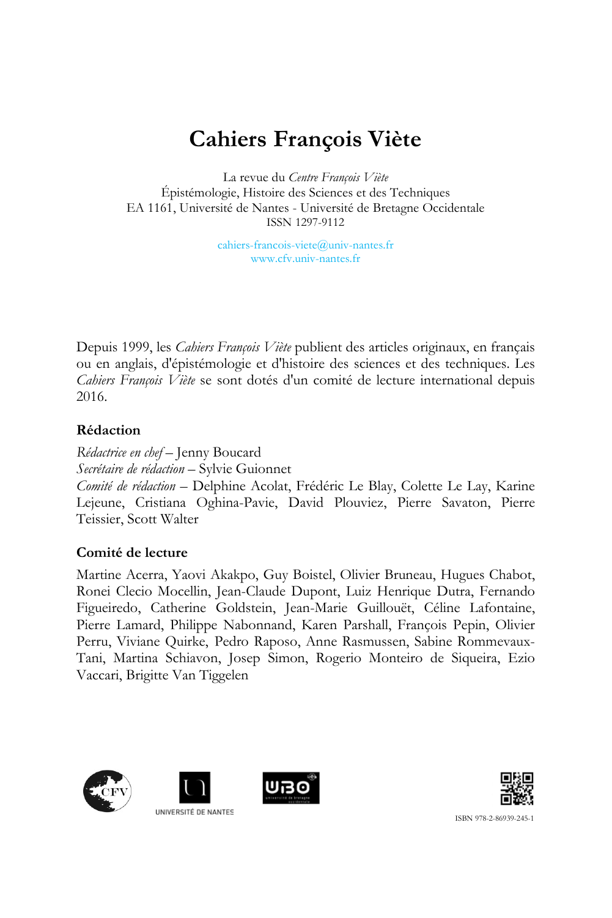# Cahiers François Viète

La revue du *Centre François Viète*
Épistémologie, Histoire des Sciences et des Techniques
EA 1161, Université de Nantes - Université de Bretagne Occidentale
ISSN 1297-9112

cahiers-francois-viete@univ-nantes.fr
www.cfv.univ-nantes.fr

Depuis 1999, les *Cahiers François Viète* publient des articles originaux, en français ou en anglais, d'épistémologie et d'histoire des sciences et des techniques. Les *Cahiers François Viète* se sont dotés d'un comité de lecture international depuis 2016.

### Rédaction

*Rédactrice en chef* – Jenny Boucard
*Secrétaire de rédaction* – Sylvie Guionnet
*Comité de rédaction* – Delphine Acolat, Frédéric Le Blay, Colette Le Lay, Karine Lejeune, Cristiana Oghina-Pavie, David Plouviez, Pierre Savaton, Pierre Teissier, Scott Walter

### Comité de lecture

Martine Acerra, Yaovi Akakpo, Guy Boistel, Olivier Bruneau, Hugues Chabot, Ronei Clecio Mocellin, Jean-Claude Dupont, Luiz Henrique Dutra, Fernando Figueiredo, Catherine Goldstein, Jean-Marie Guillouët, Céline Lafontaine, Pierre Lamard, Philippe Nabonnand, Karen Parshall, François Pepin, Olivier Perru, Viviane Quirke, Pedro Raposo, Anne Rasmussen, Sabine Rommevaux-Tani, Martina Schiavon, Josep Simon, Rogerio Monteiro de Siqueira, Ezio Vaccari, Brigitte Van Tiggelen

UNIVERSITÉ DE NANTES

ISBN 978-2-86939-245-1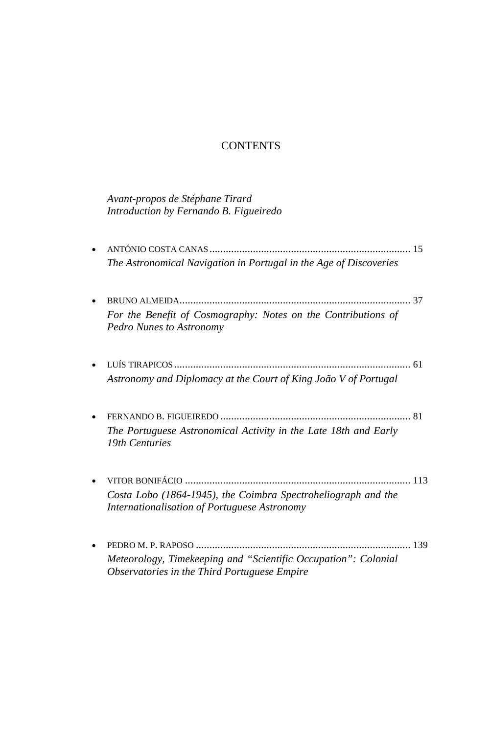# CONTENTS

*Avant-propos de Stéphane Tirard*
*Introduction by Fernando B. Figueiredo*

- ANTÓNIO COSTA CANAS ........................................................................ 15
  *The Astronomical Navigation in Portugal in the Age of Discoveries*

- BRUNO ALMEIDA.................................................................................... 37
  *For the Benefit of Cosmography: Notes on the Contributions of Pedro Nunes to Astronomy*

- LUÍS TIRAPICOS ...................................................................................... 61
  *Astronomy and Diplomacy at the Court of King João V of Portugal*

- FERNANDO B. FIGUEIREDO ..................................................................... 81
  *The Portuguese Astronomical Activity in the Late 18th and Early 19th Centuries*

- VITOR BONIFÁCIO .................................................................................. 113
  *Costa Lobo (1864-1945), the Coimbra Spectroheliograph and the Internationalisation of Portuguese Astronomy*

- PEDRO M. P. RAPOSO .............................................................................. 139
  *Meteorology, Timekeeping and "Scientific Occupation": Colonial Observatories in the Third Portuguese Empire*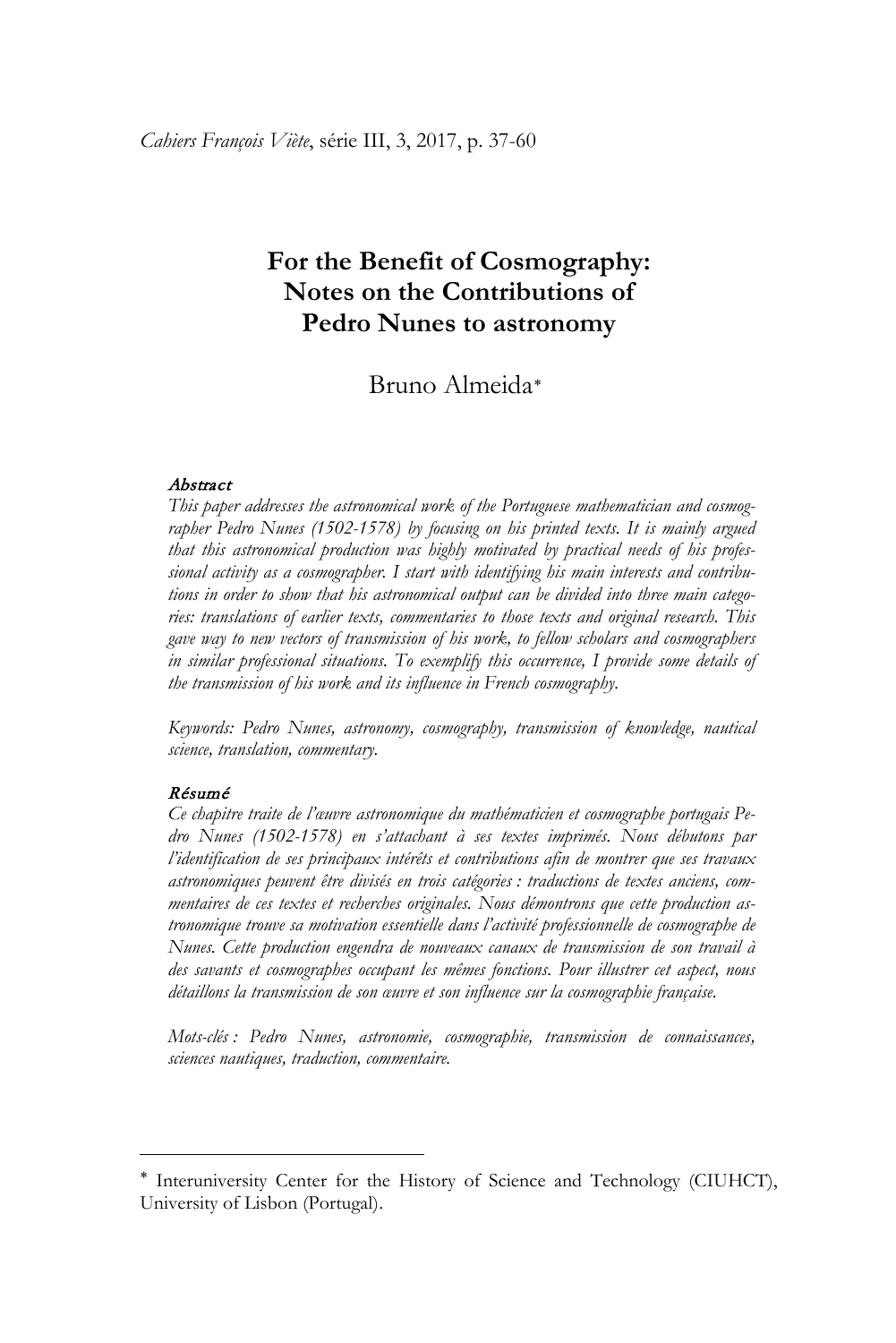# For the Benefit of Cosmography: Notes on the Contributions of Pedro Nunes to astronomy

Bruno Almeida*

***Abstract***

*This paper addresses the astronomical work of the Portuguese mathematician and cosmographer Pedro Nunes (1502-1578) by focusing on his printed texts. It is mainly argued that this astronomical production was highly motivated by practical needs of his professional activity as a cosmographer. I start with identifying his main interests and contributions in order to show that his astronomical output can be divided into three main categories: translations of earlier texts, commentaries to those texts and original research. This gave way to new vectors of transmission of his work, to fellow scholars and cosmographers in similar professional situations. To exemplify this occurrence, I provide some details of the transmission of his work and its influence in French cosmography.*

*Keywords: Pedro Nunes, astronomy, cosmography, transmission of knowledge, nautical science, translation, commentary.*

***Résumé***

*Ce chapitre traite de l'œuvre astronomique du mathématicien et cosmographe portugais Pedro Nunes (1502-1578) en s'attachant à ses textes imprimés. Nous débutons par l'identification de ses principaux intérêts et contributions afin de montrer que ses travaux astronomiques peuvent être divisés en trois catégories : traductions de textes anciens, commentaires de ces textes et recherches originales. Nous démontrons que cette production astronomique trouve sa motivation essentielle dans l'activité professionnelle de cosmographe de Nunes. Cette production engendra de nouveaux canaux de transmission de son travail à des savants et cosmographes occupant les mêmes fonctions. Pour illustrer cet aspect, nous détaillons la transmission de son œuvre et son influence sur la cosmographie française.*

*Mots-clés : Pedro Nunes, astronomie, cosmographie, transmission de connaissances, sciences nautiques, traduction, commentaire.*

---

* Interuniversity Center for the History of Science and Technology (CIUHCT), University of Lisbon (Portugal).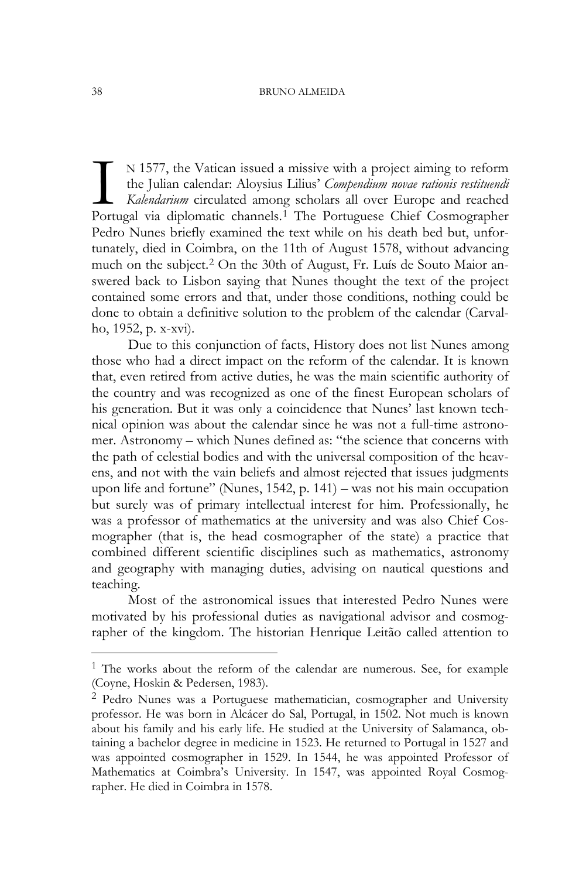IN 1577, the Vatican issued a missive with a project aiming to reform the Julian calendar: Aloysius Lilius' *Compendium novae rationis restituendi Kalendarium* circulated among scholars all over Europe and reached Portugal via diplomatic channels.[1] The Portuguese Chief Cosmographer Pedro Nunes briefly examined the text while on his death bed but, unfortunately, died in Coimbra, on the 11th of August 1578, without advancing much on the subject.[2] On the 30th of August, Fr. Luís de Souto Maior answered back to Lisbon saying that Nunes thought the text of the project contained some errors and that, under those conditions, nothing could be done to obtain a definitive solution to the problem of the calendar (Carvalho, 1952, p. x-xvi).

Due to this conjunction of facts, History does not list Nunes among those who had a direct impact on the reform of the calendar. It is known that, even retired from active duties, he was the main scientific authority of the country and was recognized as one of the finest European scholars of his generation. But it was only a coincidence that Nunes' last known technical opinion was about the calendar since he was not a full-time astronomer. Astronomy – which Nunes defined as: "the science that concerns with the path of celestial bodies and with the universal composition of the heavens, and not with the vain beliefs and almost rejected that issues judgments upon life and fortune" (Nunes, 1542, p. 141) – was not his main occupation but surely was of primary intellectual interest for him. Professionally, he was a professor of mathematics at the university and was also Chief Cosmographer (that is, the head cosmographer of the state) a practice that combined different scientific disciplines such as mathematics, astronomy and geography with managing duties, advising on nautical questions and teaching.

Most of the astronomical issues that interested Pedro Nunes were motivated by his professional duties as navigational advisor and cosmographer of the kingdom. The historian Henrique Leitão called attention to

---

[1] The works about the reform of the calendar are numerous. See, for example (Coyne, Hoskin & Pedersen, 1983).

[2] Pedro Nunes was a Portuguese mathematician, cosmographer and University professor. He was born in Alcácer do Sal, Portugal, in 1502. Not much is known about his family and his early life. He studied at the University of Salamanca, obtaining a bachelor degree in medicine in 1523. He returned to Portugal in 1527 and was appointed cosmographer in 1529. In 1544, he was appointed Professor of Mathematics at Coimbra's University. In 1547, was appointed Royal Cosmographer. He died in Coimbra in 1578.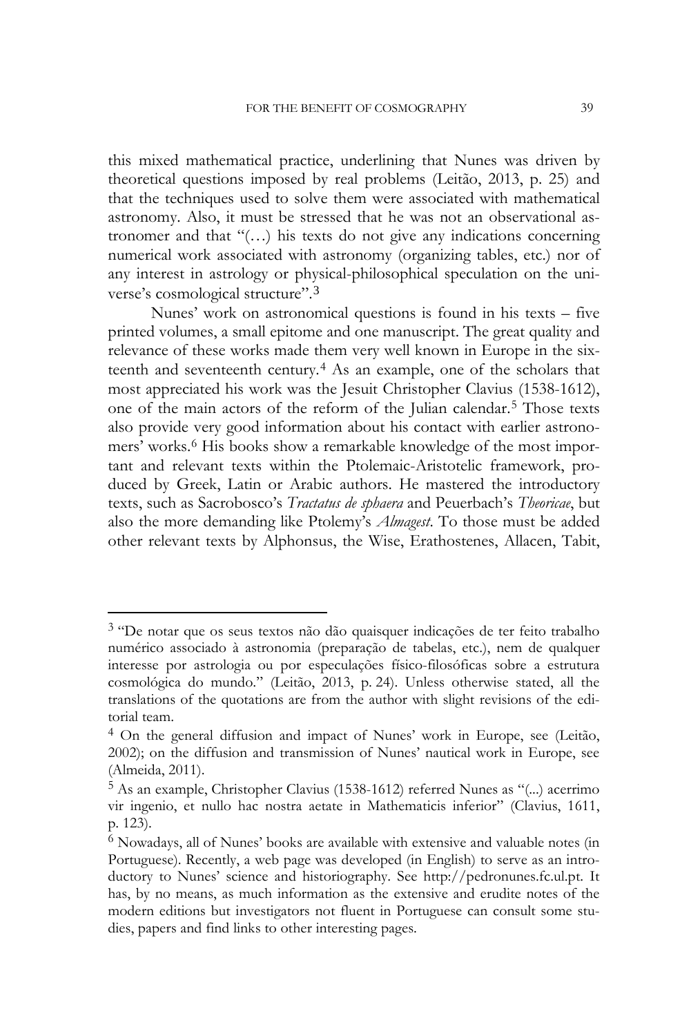this mixed mathematical practice, underlining that Nunes was driven by theoretical questions imposed by real problems (Leitão, 2013, p. 25) and that the techniques used to solve them were associated with mathematical astronomy. Also, it must be stressed that he was not an observational astronomer and that "(…) his texts do not give any indications concerning numerical work associated with astronomy (organizing tables, etc.) nor of any interest in astrology or physical-philosophical speculation on the universe's cosmological structure".[3]

Nunes' work on astronomical questions is found in his texts – five printed volumes, a small epitome and one manuscript. The great quality and relevance of these works made them very well known in Europe in the sixteenth and seventeenth century.[4] As an example, one of the scholars that most appreciated his work was the Jesuit Christopher Clavius (1538-1612), one of the main actors of the reform of the Julian calendar.[5] Those texts also provide very good information about his contact with earlier astronomers' works.[6] His books show a remarkable knowledge of the most important and relevant texts within the Ptolemaic-Aristotelic framework, produced by Greek, Latin or Arabic authors. He mastered the introductory texts, such as Sacrobosco's *Tractatus de sphaera* and Peuerbach's *Theoricae*, but also the more demanding like Ptolemy's *Almagest*. To those must be added other relevant texts by Alphonsus, the Wise, Erathostenes, Allacen, Tabit,

---

[3] "De notar que os seus textos não dão quaisquer indicações de ter feito trabalho numérico associado à astronomia (preparação de tabelas, etc.), nem de qualquer interesse por astrologia ou por especulações físico-filosóficas sobre a estrutura cosmológica do mundo." (Leitão, 2013, p. 24). Unless otherwise stated, all the translations of the quotations are from the author with slight revisions of the editorial team.

[4] On the general diffusion and impact of Nunes' work in Europe, see (Leitão, 2002); on the diffusion and transmission of Nunes' nautical work in Europe, see (Almeida, 2011).

[5] As an example, Christopher Clavius (1538-1612) referred Nunes as "(...) acerrimo vir ingenio, et nullo hac nostra aetate in Mathematicis inferior" (Clavius, 1611, p. 123).

[6] Nowadays, all of Nunes' books are available with extensive and valuable notes (in Portuguese). Recently, a web page was developed (in English) to serve as an introductory to Nunes' science and historiography. See http://pedronunes.fc.ul.pt. It has, by no means, as much information as the extensive and erudite notes of the modern editions but investigators not fluent in Portuguese can consult some studies, papers and find links to other interesting pages.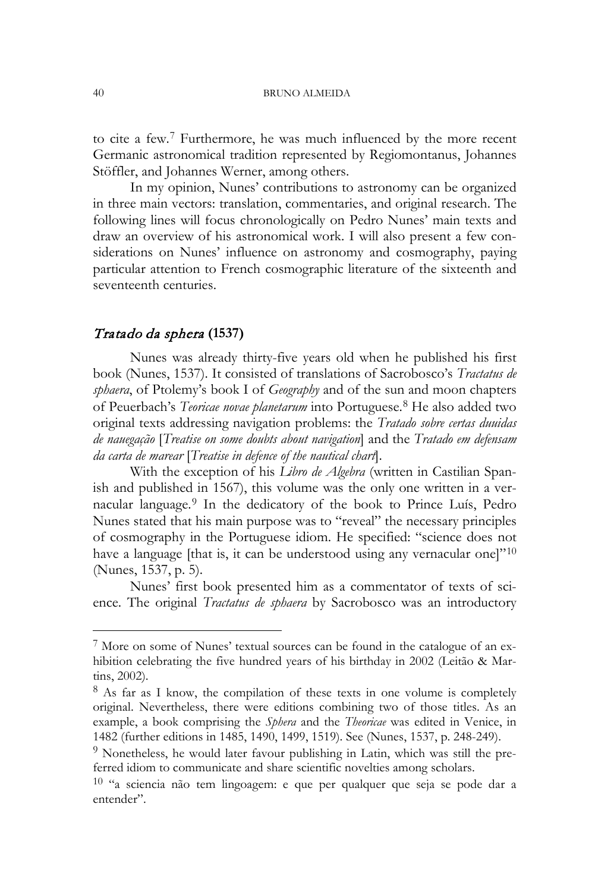to cite a few.[7] Furthermore, he was much influenced by the more recent Germanic astronomical tradition represented by Regiomontanus, Johannes Stöffler, and Johannes Werner, among others.

In my opinion, Nunes' contributions to astronomy can be organized in three main vectors: translation, commentaries, and original research. The following lines will focus chronologically on Pedro Nunes' main texts and draw an overview of his astronomical work. I will also present a few considerations on Nunes' influence on astronomy and cosmography, paying particular attention to French cosmographic literature of the sixteenth and seventeenth centuries.

## *Tratado da sphera* (1537)

Nunes was already thirty-five years old when he published his first book (Nunes, 1537). It consisted of translations of Sacrobosco's *Tractatus de sphaera*, of Ptolemy's book I of *Geography* and of the sun and moon chapters of Peuerbach's *Teoricae novae planetarum* into Portuguese.[8] He also added two original texts addressing navigation problems: the *Tratado sobre certas duuidas de nauegação* [*Treatise on some doubts about navigation*] and the *Tratado em defensam da carta de marear* [*Treatise in defence of the nautical chart*].

With the exception of his *Libro de Algebra* (written in Castilian Spanish and published in 1567), this volume was the only one written in a vernacular language.[9] In the dedicatory of the book to Prince Luís, Pedro Nunes stated that his main purpose was to "reveal" the necessary principles of cosmography in the Portuguese idiom. He specified: "science does not have a language [that is, it can be understood using any vernacular one]"[10] (Nunes, 1537, p. 5).

Nunes' first book presented him as a commentator of texts of science. The original *Tractatus de sphaera* by Sacrobosco was an introductory

---

[7] More on some of Nunes' textual sources can be found in the catalogue of an exhibition celebrating the five hundred years of his birthday in 2002 (Leitão & Martins, 2002).

[8] As far as I know, the compilation of these texts in one volume is completely original. Nevertheless, there were editions combining two of those titles. As an example, a book comprising the *Sphera* and the *Theoricae* was edited in Venice, in 1482 (further editions in 1485, 1490, 1499, 1519). See (Nunes, 1537, p. 248-249).

[9] Nonetheless, he would later favour publishing in Latin, which was still the preferred idiom to communicate and share scientific novelties among scholars.

[10] "a sciencia não tem lingoagem: e que per qualquer que seja se pode dar a entender".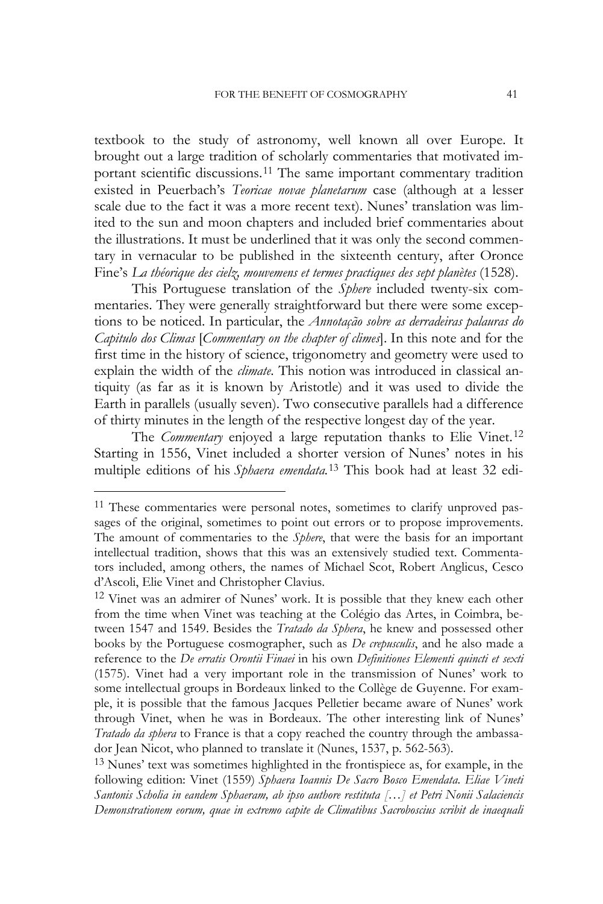textbook to the study of astronomy, well known all over Europe. It brought out a large tradition of scholarly commentaries that motivated important scientific discussions.[11] The same important commentary tradition existed in Peuerbach's *Teoricae novae planetarum* case (although at a lesser scale due to the fact it was a more recent text). Nunes' translation was limited to the sun and moon chapters and included brief commentaries about the illustrations. It must be underlined that it was only the second commentary in vernacular to be published in the sixteenth century, after Oronce Fine's *La théorique des cielz, mouvemens et termes practiques des sept planètes* (1528).

This Portuguese translation of the *Sphere* included twenty-six commentaries. They were generally straightforward but there were some exceptions to be noticed. In particular, the *Annotação sobre as derradeiras palauras do Capitulo dos Climas* [*Commentary on the chapter of climes*]. In this note and for the first time in the history of science, trigonometry and geometry were used to explain the width of the *climate*. This notion was introduced in classical antiquity (as far as it is known by Aristotle) and it was used to divide the Earth in parallels (usually seven). Two consecutive parallels had a difference of thirty minutes in the length of the respective longest day of the year.

The *Commentary* enjoyed a large reputation thanks to Elie Vinet.[12] Starting in 1556, Vinet included a shorter version of Nunes' notes in his multiple editions of his *Sphaera emendata*.[13] This book had at least 32 edi-

---

[11] These commentaries were personal notes, sometimes to clarify unproved passages of the original, sometimes to point out errors or to propose improvements. The amount of commentaries to the *Sphere*, that were the basis for an important intellectual tradition, shows that this was an extensively studied text. Commentators included, among others, the names of Michael Scot, Robert Anglicus, Cesco d'Ascoli, Elie Vinet and Christopher Clavius.

[12] Vinet was an admirer of Nunes' work. It is possible that they knew each other from the time when Vinet was teaching at the Colégio das Artes, in Coimbra, between 1547 and 1549. Besides the *Tratado da Sphera*, he knew and possessed other books by the Portuguese cosmographer, such as *De crepusculis*, and he also made a reference to the *De erratis Orontii Finaei* in his own *Definitiones Elementi quincti et sexti* (1575). Vinet had a very important role in the transmission of Nunes' work to some intellectual groups in Bordeaux linked to the Collège de Guyenne. For example, it is possible that the famous Jacques Pelletier became aware of Nunes' work through Vinet, when he was in Bordeaux. The other interesting link of Nunes' *Tratado da sphera* to France is that a copy reached the country through the ambassador Jean Nicot, who planned to translate it (Nunes, 1537, p. 562-563).

[13] Nunes' text was sometimes highlighted in the frontispiece as, for example, in the following edition: Vinet (1559) *Sphaera Ioannis De Sacro Bosco Emendata. Eliae Vineti Santonis Scholia in eandem Sphaeram, ab ipso authore restituta […] et Petri Nonii Salaciensis Demonstrationem eorum, quae in extremo capite de Climatibus Sacroboscius scribit de inaequali*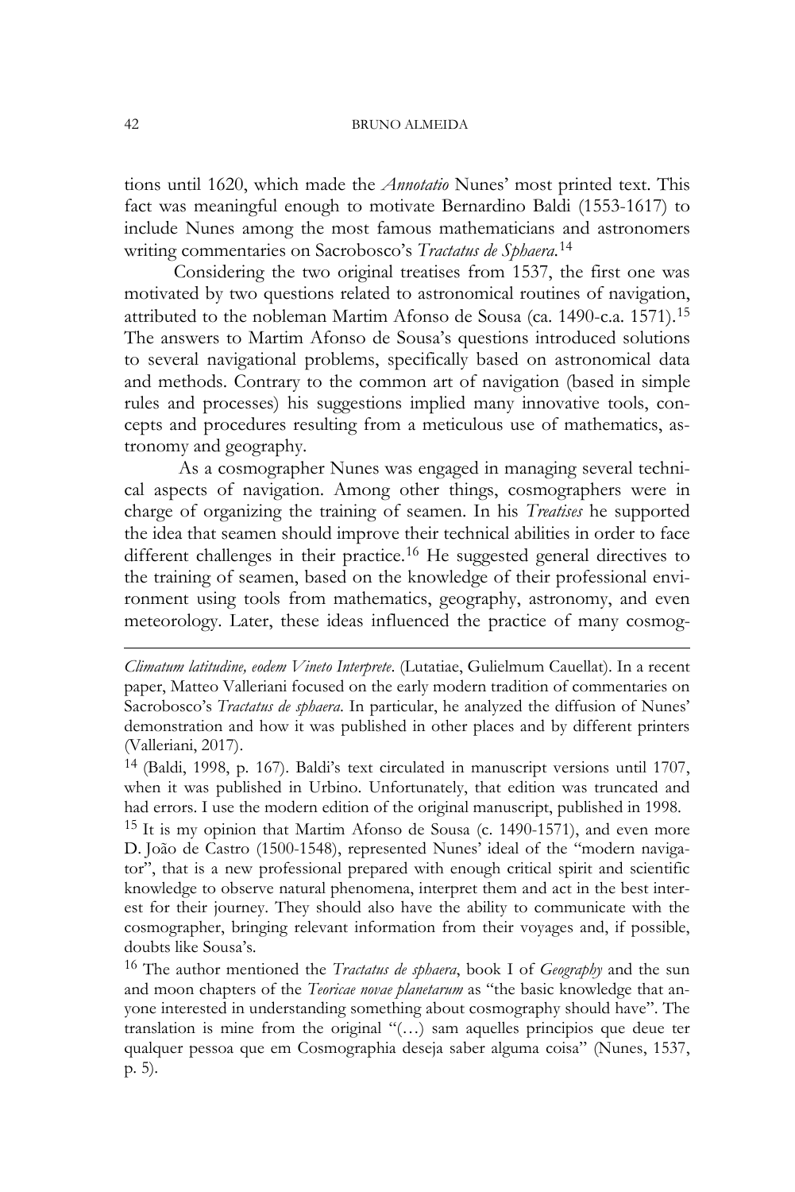tions until 1620, which made the *Annotatio* Nunes' most printed text. This fact was meaningful enough to motivate Bernardino Baldi (1553-1617) to include Nunes among the most famous mathematicians and astronomers writing commentaries on Sacrobosco's *Tractatus de Sphaera.*[14]

Considering the two original treatises from 1537, the first one was motivated by two questions related to astronomical routines of navigation, attributed to the nobleman Martim Afonso de Sousa (ca. 1490-c.a. 1571).[15] The answers to Martim Afonso de Sousa's questions introduced solutions to several navigational problems, specifically based on astronomical data and methods. Contrary to the common art of navigation (based in simple rules and processes) his suggestions implied many innovative tools, concepts and procedures resulting from a meticulous use of mathematics, astronomy and geography.

As a cosmographer Nunes was engaged in managing several technical aspects of navigation. Among other things, cosmographers were in charge of organizing the training of seamen. In his *Treatises* he supported the idea that seamen should improve their technical abilities in order to face different challenges in their practice.[16] He suggested general directives to the training of seamen, based on the knowledge of their professional environment using tools from mathematics, geography, astronomy, and even meteorology. Later, these ideas influenced the practice of many cosmog-

---

*Climatum latitudine, eodem Vineto Interprete*. (Lutatiae, Gulielmum Cauellat). In a recent paper, Matteo Valleriani focused on the early modern tradition of commentaries on Sacrobosco's *Tractatus de sphaera*. In particular, he analyzed the diffusion of Nunes' demonstration and how it was published in other places and by different printers (Valleriani, 2017).

[14] (Baldi, 1998, p. 167). Baldi's text circulated in manuscript versions until 1707, when it was published in Urbino. Unfortunately, that edition was truncated and had errors. I use the modern edition of the original manuscript, published in 1998.

[15] It is my opinion that Martim Afonso de Sousa (c. 1490-1571), and even more D. João de Castro (1500-1548), represented Nunes' ideal of the "modern navigator", that is a new professional prepared with enough critical spirit and scientific knowledge to observe natural phenomena, interpret them and act in the best interest for their journey. They should also have the ability to communicate with the cosmographer, bringing relevant information from their voyages and, if possible, doubts like Sousa's.

[16] The author mentioned the *Tractatus de sphaera*, book I of *Geography* and the sun and moon chapters of the *Teoricae novae planetarum* as "the basic knowledge that anyone interested in understanding something about cosmography should have". The translation is mine from the original "(…) sam aquelles principios que deue ter qualquer pessoa que em Cosmographia deseja saber alguma coisa" (Nunes, 1537, p. 5).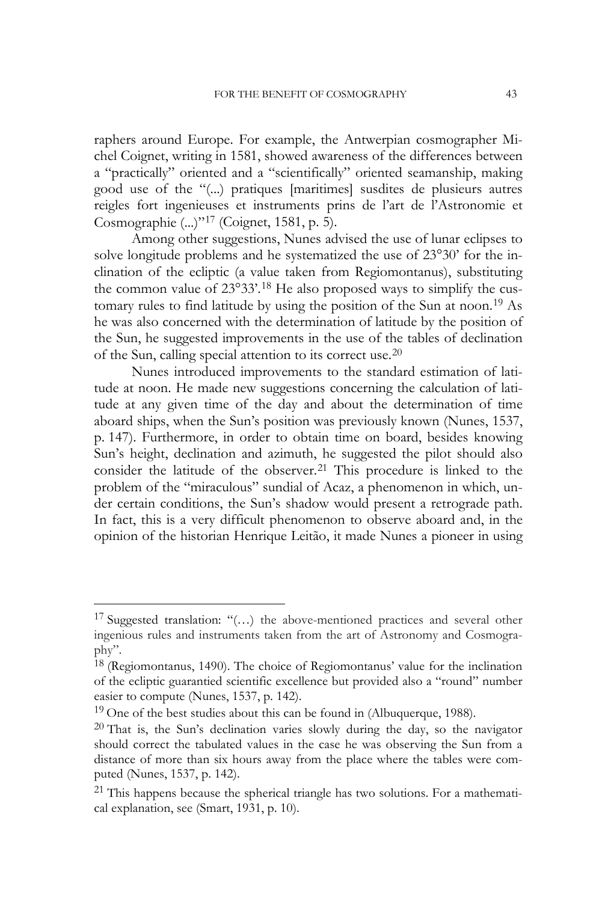raphers around Europe. For example, the Antwerpian cosmographer Michel Coignet, writing in 1581, showed awareness of the differences between a "practically" oriented and a "scientifically" oriented seamanship, making good use of the "(...) pratiques [maritimes] susdites de plusieurs autres reigles fort ingenieuses et instruments prins de l'art de l'Astronomie et Cosmographie (...)"[17] (Coignet, 1581, p. 5).

Among other suggestions, Nunes advised the use of lunar eclipses to solve longitude problems and he systematized the use of 23°30' for the inclination of the ecliptic (a value taken from Regiomontanus), substituting the common value of 23°33'.[18] He also proposed ways to simplify the customary rules to find latitude by using the position of the Sun at noon.[19] As he was also concerned with the determination of latitude by the position of the Sun, he suggested improvements in the use of the tables of declination of the Sun, calling special attention to its correct use.[20]

Nunes introduced improvements to the standard estimation of latitude at noon. He made new suggestions concerning the calculation of latitude at any given time of the day and about the determination of time aboard ships, when the Sun's position was previously known (Nunes, 1537, p. 147). Furthermore, in order to obtain time on board, besides knowing Sun's height, declination and azimuth, he suggested the pilot should also consider the latitude of the observer.[21] This procedure is linked to the problem of the "miraculous" sundial of Acaz, a phenomenon in which, under certain conditions, the Sun's shadow would present a retrograde path. In fact, this is a very difficult phenomenon to observe aboard and, in the opinion of the historian Henrique Leitão, it made Nunes a pioneer in using

---

[17] Suggested translation: "(…) the above-mentioned practices and several other ingenious rules and instruments taken from the art of Astronomy and Cosmography".

[18] (Regiomontanus, 1490). The choice of Regiomontanus' value for the inclination of the ecliptic guarantied scientific excellence but provided also a "round" number easier to compute (Nunes, 1537, p. 142).

[19] One of the best studies about this can be found in (Albuquerque, 1988).

[20] That is, the Sun's declination varies slowly during the day, so the navigator should correct the tabulated values in the case he was observing the Sun from a distance of more than six hours away from the place where the tables were computed (Nunes, 1537, p. 142).

[21] This happens because the spherical triangle has two solutions. For a mathematical explanation, see (Smart, 1931, p. 10).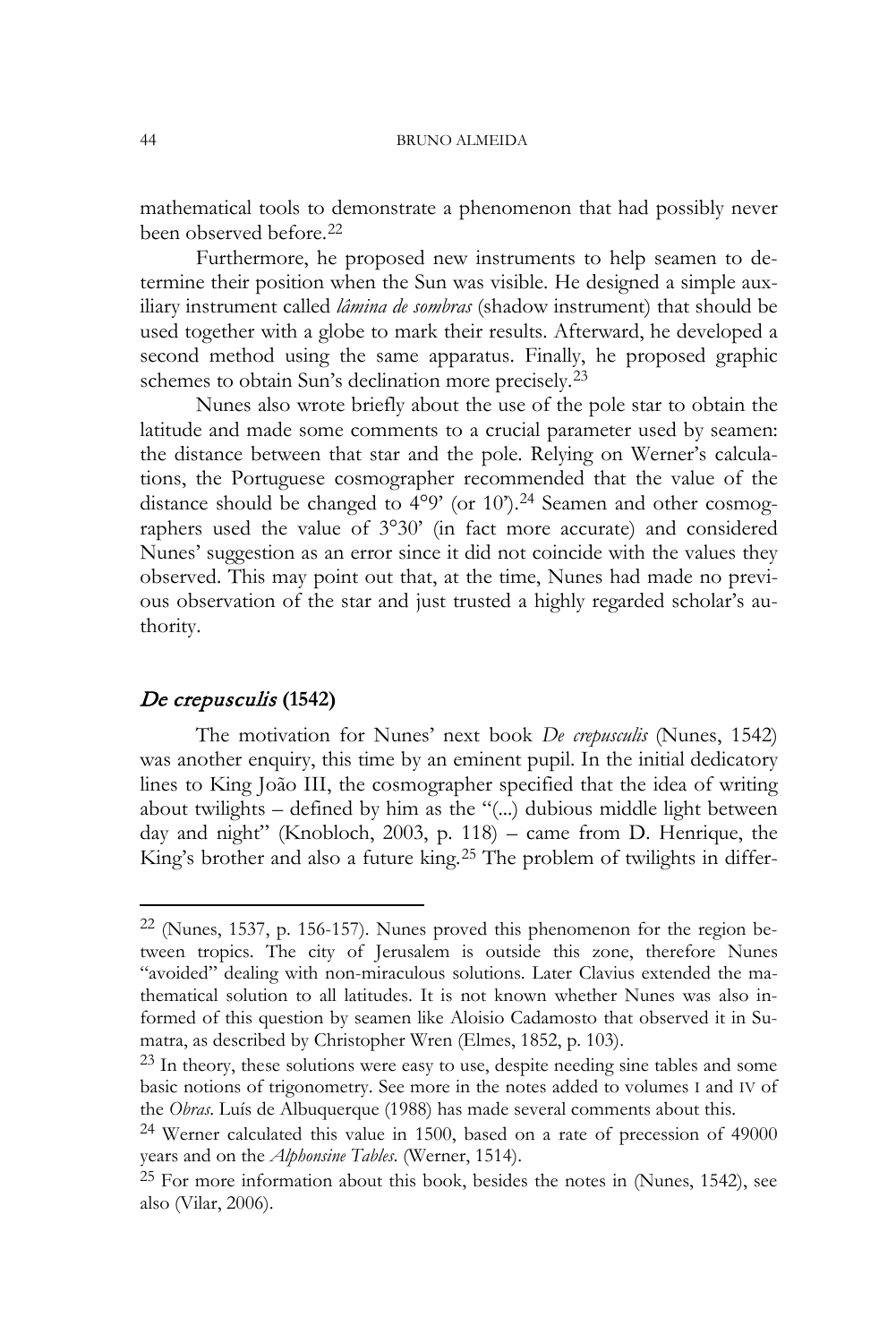mathematical tools to demonstrate a phenomenon that had possibly never been observed before.[22]

Furthermore, he proposed new instruments to help seamen to determine their position when the Sun was visible. He designed a simple auxiliary instrument called *lâmina de sombras* (shadow instrument) that should be used together with a globe to mark their results. Afterward, he developed a second method using the same apparatus. Finally, he proposed graphic schemes to obtain Sun's declination more precisely.[23]

Nunes also wrote briefly about the use of the pole star to obtain the latitude and made some comments to a crucial parameter used by seamen: the distance between that star and the pole. Relying on Werner's calculations, the Portuguese cosmographer recommended that the value of the distance should be changed to 4°9' (or 10').[24] Seamen and other cosmographers used the value of 3°30' (in fact more accurate) and considered Nunes' suggestion as an error since it did not coincide with the values they observed. This may point out that, at the time, Nunes had made no previous observation of the star and just trusted a highly regarded scholar's authority.

## *De crepusculis* (1542)

The motivation for Nunes' next book *De crepusculis* (Nunes, 1542) was another enquiry, this time by an eminent pupil. In the initial dedicatory lines to King João III, the cosmographer specified that the idea of writing about twilights – defined by him as the "(...) dubious middle light between day and night" (Knobloch, 2003, p. 118) – came from D. Henrique, the King's brother and also a future king.[25] The problem of twilights in differ-

---

[22] (Nunes, 1537, p. 156-157). Nunes proved this phenomenon for the region between tropics. The city of Jerusalem is outside this zone, therefore Nunes "avoided" dealing with non-miraculous solutions. Later Clavius extended the mathematical solution to all latitudes. It is not known whether Nunes was also informed of this question by seamen like Aloisio Cadamosto that observed it in Sumatra, as described by Christopher Wren (Elmes, 1852, p. 103).

[23] In theory, these solutions were easy to use, despite needing sine tables and some basic notions of trigonometry. See more in the notes added to volumes I and IV of the *Obras*. Luís de Albuquerque (1988) has made several comments about this.

[24] Werner calculated this value in 1500, based on a rate of precession of 49000 years and on the *Alphonsine Tables*. (Werner, 1514).

[25] For more information about this book, besides the notes in (Nunes, 1542), see also (Vilar, 2006).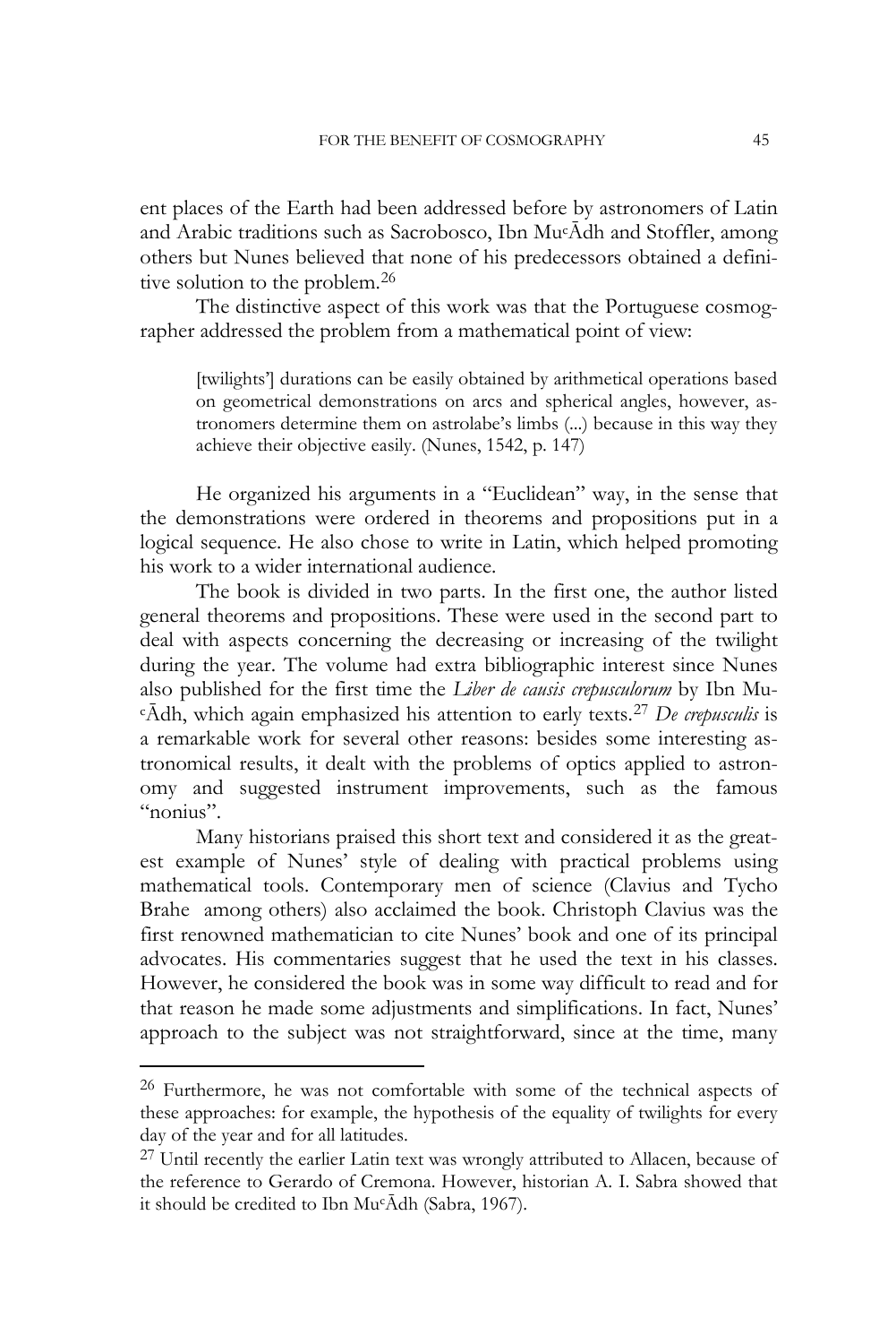ent places of the Earth had been addressed before by astronomers of Latin and Arabic traditions such as Sacrobosco, Ibn MuᶜĀdh and Stoffler, among others but Nunes believed that none of his predecessors obtained a definitive solution to the problem.[26]

The distinctive aspect of this work was that the Portuguese cosmographer addressed the problem from a mathematical point of view:

> [twilights'] durations can be easily obtained by arithmetical operations based on geometrical demonstrations on arcs and spherical angles, however, astronomers determine them on astrolabe's limbs (...) because in this way they achieve their objective easily. (Nunes, 1542, p. 147)

He organized his arguments in a "Euclidean" way, in the sense that the demonstrations were ordered in theorems and propositions put in a logical sequence. He also chose to write in Latin, which helped promoting his work to a wider international audience.

The book is divided in two parts. In the first one, the author listed general theorems and propositions. These were used in the second part to deal with aspects concerning the decreasing or increasing of the twilight during the year. The volume had extra bibliographic interest since Nunes also published for the first time the *Liber de causis crepusculorum* by Ibn MuᶜĀdh, which again emphasized his attention to early texts.[27] *De crepusculis* is a remarkable work for several other reasons: besides some interesting astronomical results, it dealt with the problems of optics applied to astronomy and suggested instrument improvements, such as the famous "nonius".

Many historians praised this short text and considered it as the greatest example of Nunes' style of dealing with practical problems using mathematical tools. Contemporary men of science (Clavius and Tycho Brahe among others) also acclaimed the book. Christoph Clavius was the first renowned mathematician to cite Nunes' book and one of its principal advocates. His commentaries suggest that he used the text in his classes. However, he considered the book was in some way difficult to read and for that reason he made some adjustments and simplifications. In fact, Nunes' approach to the subject was not straightforward, since at the time, many

---

[26] Furthermore, he was not comfortable with some of the technical aspects of these approaches: for example, the hypothesis of the equality of twilights for every day of the year and for all latitudes.

[27] Until recently the earlier Latin text was wrongly attributed to Allacen, because of the reference to Gerardo of Cremona. However, historian A. I. Sabra showed that it should be credited to Ibn MuᶜĀdh (Sabra, 1967).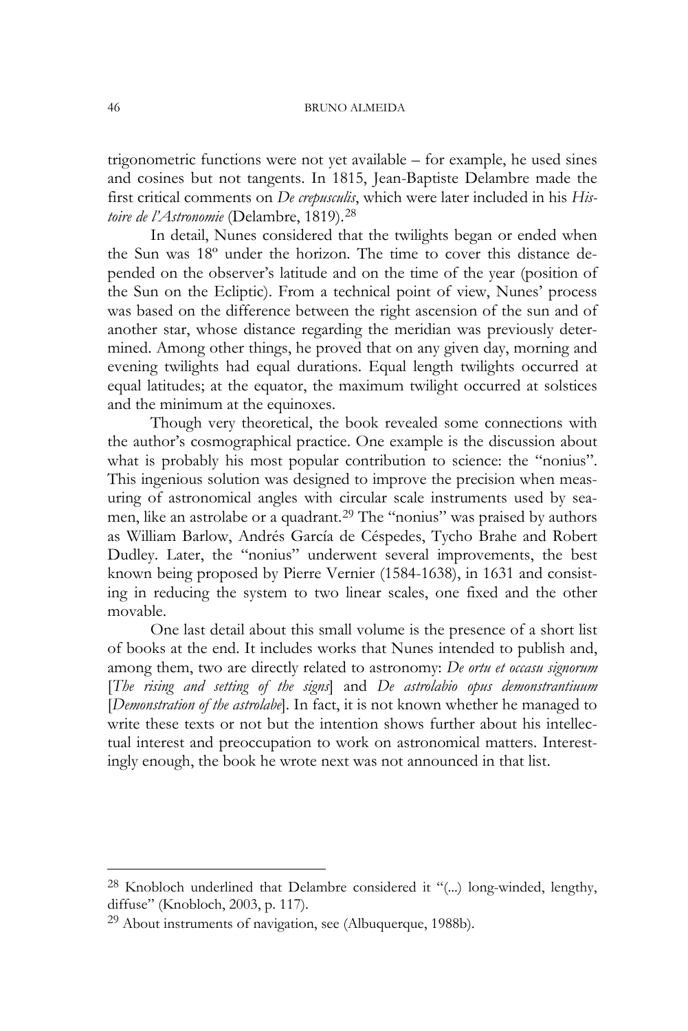trigonometric functions were not yet available – for example, he used sines and cosines but not tangents. In 1815, Jean-Baptiste Delambre made the first critical comments on *De crepusculis*, which were later included in his *Histoire de l'Astronomie* (Delambre, 1819).[28]

In detail, Nunes considered that the twilights began or ended when the Sun was 18º under the horizon. The time to cover this distance depended on the observer's latitude and on the time of the year (position of the Sun on the Ecliptic). From a technical point of view, Nunes' process was based on the difference between the right ascension of the sun and of another star, whose distance regarding the meridian was previously determined. Among other things, he proved that on any given day, morning and evening twilights had equal durations. Equal length twilights occurred at equal latitudes; at the equator, the maximum twilight occurred at solstices and the minimum at the equinoxes.

Though very theoretical, the book revealed some connections with the author's cosmographical practice. One example is the discussion about what is probably his most popular contribution to science: the "nonius". This ingenious solution was designed to improve the precision when measuring of astronomical angles with circular scale instruments used by seamen, like an astrolabe or a quadrant.[29] The "nonius" was praised by authors as William Barlow, Andrés García de Céspedes, Tycho Brahe and Robert Dudley. Later, the "nonius" underwent several improvements, the best known being proposed by Pierre Vernier (1584-1638), in 1631 and consisting in reducing the system to two linear scales, one fixed and the other movable.

One last detail about this small volume is the presence of a short list of books at the end. It includes works that Nunes intended to publish and, among them, two are directly related to astronomy: *De ortu et occasu signorum* [*The rising and setting of the signs*] and *De astrolabio opus demonstrantiuum* [*Demonstration of the astrolabe*]. In fact, it is not known whether he managed to write these texts or not but the intention shows further about his intellectual interest and preoccupation to work on astronomical matters. Interestingly enough, the book he wrote next was not announced in that list.

---

[28] Knobloch underlined that Delambre considered it "(...) long-winded, lengthy, diffuse" (Knobloch, 2003, p. 117).

[29] About instruments of navigation, see (Albuquerque, 1988b).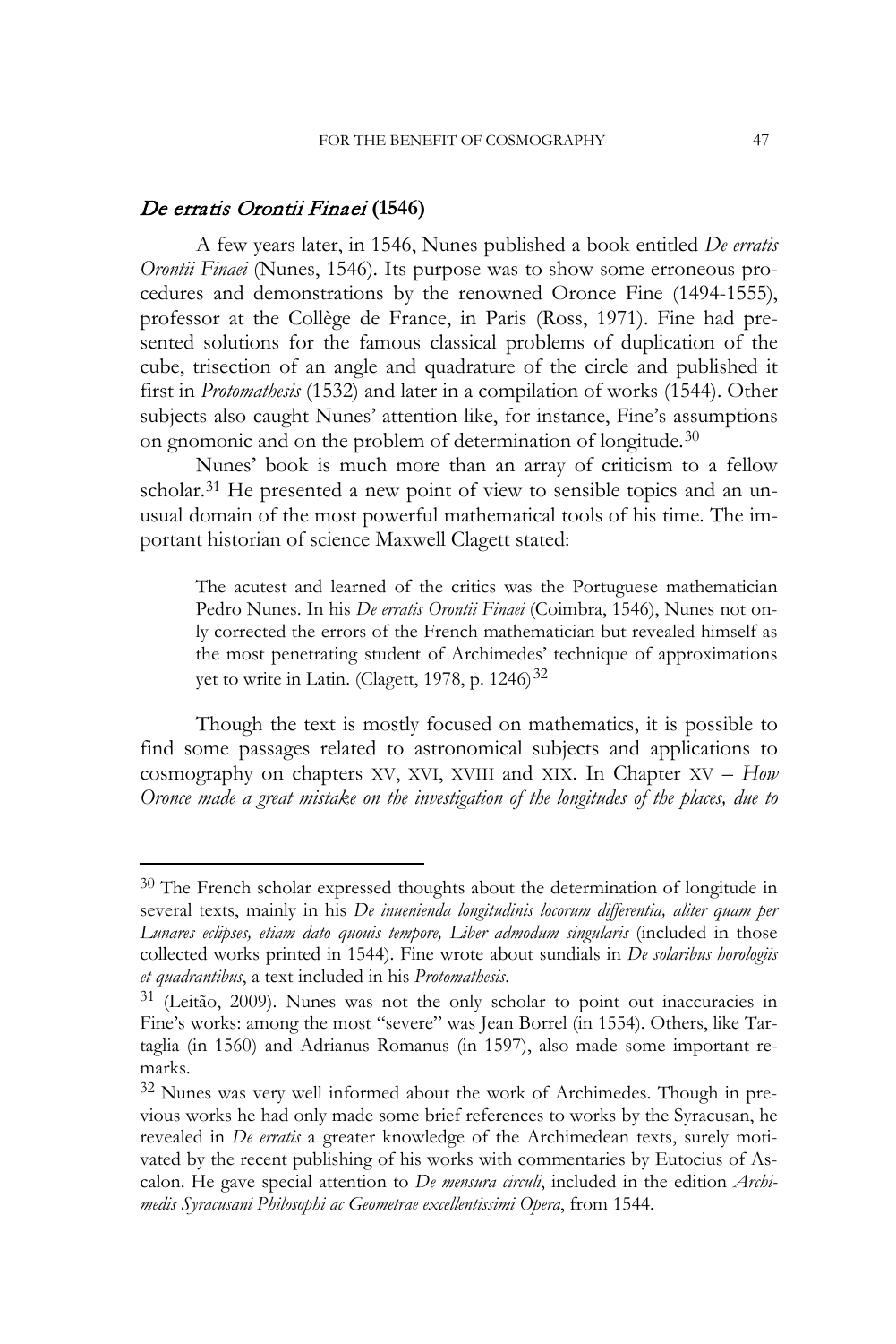## *De erratis Orontii Finaei* (1546)

A few years later, in 1546, Nunes published a book entitled *De erratis Orontii Finaei* (Nunes, 1546). Its purpose was to show some erroneous procedures and demonstrations by the renowned Oronce Fine (1494-1555), professor at the Collège de France, in Paris (Ross, 1971). Fine had presented solutions for the famous classical problems of duplication of the cube, trisection of an angle and quadrature of the circle and published it first in *Protomathesis* (1532) and later in a compilation of works (1544). Other subjects also caught Nunes' attention like, for instance, Fine's assumptions on gnomonic and on the problem of determination of longitude.[30]

Nunes' book is much more than an array of criticism to a fellow scholar.[31] He presented a new point of view to sensible topics and an unusual domain of the most powerful mathematical tools of his time. The important historian of science Maxwell Clagett stated:

> The acutest and learned of the critics was the Portuguese mathematician Pedro Nunes. In his *De erratis Orontii Finaei* (Coimbra, 1546), Nunes not only corrected the errors of the French mathematician but revealed himself as the most penetrating student of Archimedes' technique of approximations yet to write in Latin. (Clagett, 1978, p. 1246)[32]

Though the text is mostly focused on mathematics, it is possible to find some passages related to astronomical subjects and applications to cosmography on chapters XV, XVI, XVIII and XIX. In Chapter XV – *How Oronce made a great mistake on the investigation of the longitudes of the places, due to*

---

[30] The French scholar expressed thoughts about the determination of longitude in several texts, mainly in his *De inuenienda longitudinis locorum differentia, aliter quam per Lunares eclipses, etiam dato quouis tempore, Liber admodum singularis* (included in those collected works printed in 1544). Fine wrote about sundials in *De solaribus horologiis et quadrantibus*, a text included in his *Protomathesis*.

[31] (Leitão, 2009). Nunes was not the only scholar to point out inaccuracies in Fine's works: among the most "severe" was Jean Borrel (in 1554). Others, like Tartaglia (in 1560) and Adrianus Romanus (in 1597), also made some important remarks.

[32] Nunes was very well informed about the work of Archimedes. Though in previous works he had only made some brief references to works by the Syracusan, he revealed in *De erratis* a greater knowledge of the Archimedean texts, surely motivated by the recent publishing of his works with commentaries by Eutocius of Ascalon. He gave special attention to *De mensura circuli*, included in the edition *Archimedis Syracusani Philosophi ac Geometrae excellentissimi Opera*, from 1544.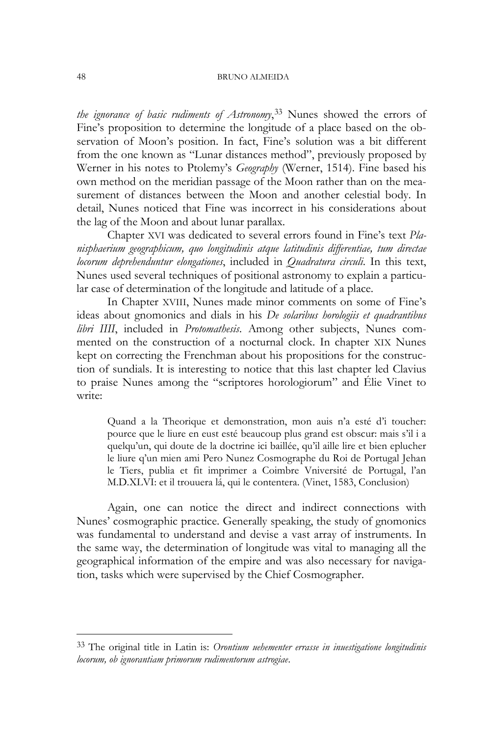*the ignorance of basic rudiments of Astronomy*,[33] Nunes showed the errors of Fine's proposition to determine the longitude of a place based on the observation of Moon's position. In fact, Fine's solution was a bit different from the one known as "Lunar distances method", previously proposed by Werner in his notes to Ptolemy's *Geography* (Werner, 1514). Fine based his own method on the meridian passage of the Moon rather than on the measurement of distances between the Moon and another celestial body. In detail, Nunes noticed that Fine was incorrect in his considerations about the lag of the Moon and about lunar parallax.

Chapter XVI was dedicated to several errors found in Fine's text *Planisphaerium geographicum, quo longitudinis atque latitudinis differentiae, tum directae locorum deprehenduntur elongationes*, included in *Quadratura circuli*. In this text, Nunes used several techniques of positional astronomy to explain a particular case of determination of the longitude and latitude of a place.

In Chapter XVIII, Nunes made minor comments on some of Fine's ideas about gnomonics and dials in his *De solaribus horologiis et quadrantibus libri IIII*, included in *Protomathesis*. Among other subjects, Nunes commented on the construction of a nocturnal clock. In chapter XIX Nunes kept on correcting the Frenchman about his propositions for the construction of sundials. It is interesting to notice that this last chapter led Clavius to praise Nunes among the "scriptores horologiorum" and Élie Vinet to write:

> Quand a la Theorique et demonstration, mon auis n'a esté d'i toucher: pource que le liure en eust esté beaucoup plus grand est obscur: mais s'il i a quelqu'un, qui doute de la doctrine ici baillée, qu'il aille lire et bien eplucher le liure q'un mien ami Pero Nunez Cosmographe du Roi de Portugal Jehan le Tiers, publia et fit imprimer a Coimbre Vniversité de Portugal, l'an M.D.XLVI: et il trouuera lá, qui le contentera. (Vinet, 1583, Conclusion)

Again, one can notice the direct and indirect connections with Nunes' cosmographic practice. Generally speaking, the study of gnomonics was fundamental to understand and devise a vast array of instruments. In the same way, the determination of longitude was vital to managing all the geographical information of the empire and was also necessary for navigation, tasks which were supervised by the Chief Cosmographer.

---

[33] The original title in Latin is: *Orontium uehementer errasse in inuestigatione longitudinis locorum, ob ignorantiam primorum rudimentorum astrogiae*.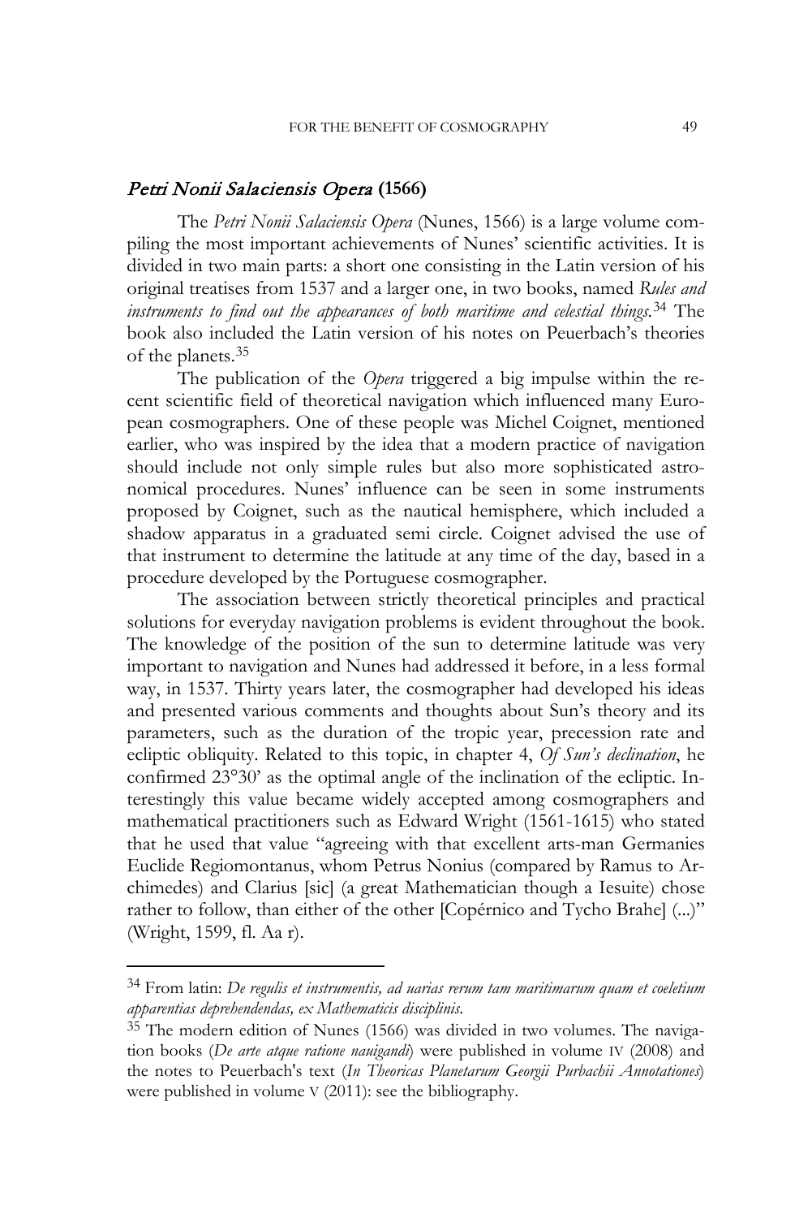### *Petri Nonii Salaciensis Opera* (1566)

The *Petri Nonii Salaciensis Opera* (Nunes, 1566) is a large volume compiling the most important achievements of Nunes' scientific activities. It is divided in two main parts: a short one consisting in the Latin version of his original treatises from 1537 and a larger one, in two books, named *Rules and instruments to find out the appearances of both maritime and celestial things.*[34] The book also included the Latin version of his notes on Peuerbach's theories of the planets.[35]

The publication of the *Opera* triggered a big impulse within the recent scientific field of theoretical navigation which influenced many European cosmographers. One of these people was Michel Coignet, mentioned earlier, who was inspired by the idea that a modern practice of navigation should include not only simple rules but also more sophisticated astronomical procedures. Nunes' influence can be seen in some instruments proposed by Coignet, such as the nautical hemisphere, which included a shadow apparatus in a graduated semi circle. Coignet advised the use of that instrument to determine the latitude at any time of the day, based in a procedure developed by the Portuguese cosmographer.

The association between strictly theoretical principles and practical solutions for everyday navigation problems is evident throughout the book. The knowledge of the position of the sun to determine latitude was very important to navigation and Nunes had addressed it before, in a less formal way, in 1537. Thirty years later, the cosmographer had developed his ideas and presented various comments and thoughts about Sun's theory and its parameters, such as the duration of the tropic year, precession rate and ecliptic obliquity. Related to this topic, in chapter 4, *Of Sun's declination*, he confirmed 23°30' as the optimal angle of the inclination of the ecliptic. Interestingly this value became widely accepted among cosmographers and mathematical practitioners such as Edward Wright (1561-1615) who stated that he used that value "agreeing with that excellent arts-man Germanies Euclide Regiomontanus, whom Petrus Nonius (compared by Ramus to Archimedes) and Clarius [sic] (a great Mathematician though a Iesuite) chose rather to follow, than either of the other [Copérnico and Tycho Brahe] (...)" (Wright, 1599, fl. Aa r).

---

[34] From latin: *De regulis et instrumentis, ad uarias rerum tam maritimarum quam et coeletium apparentias deprehendendas, ex Mathematicis disciplinis.*

[35] The modern edition of Nunes (1566) was divided in two volumes. The navigation books (*De arte atque ratione nauigandi*) were published in volume IV (2008) and the notes to Peuerbach's text (*In Theoricas Planetarum Georgii Purbachii Annotationes*) were published in volume V (2011): see the bibliography.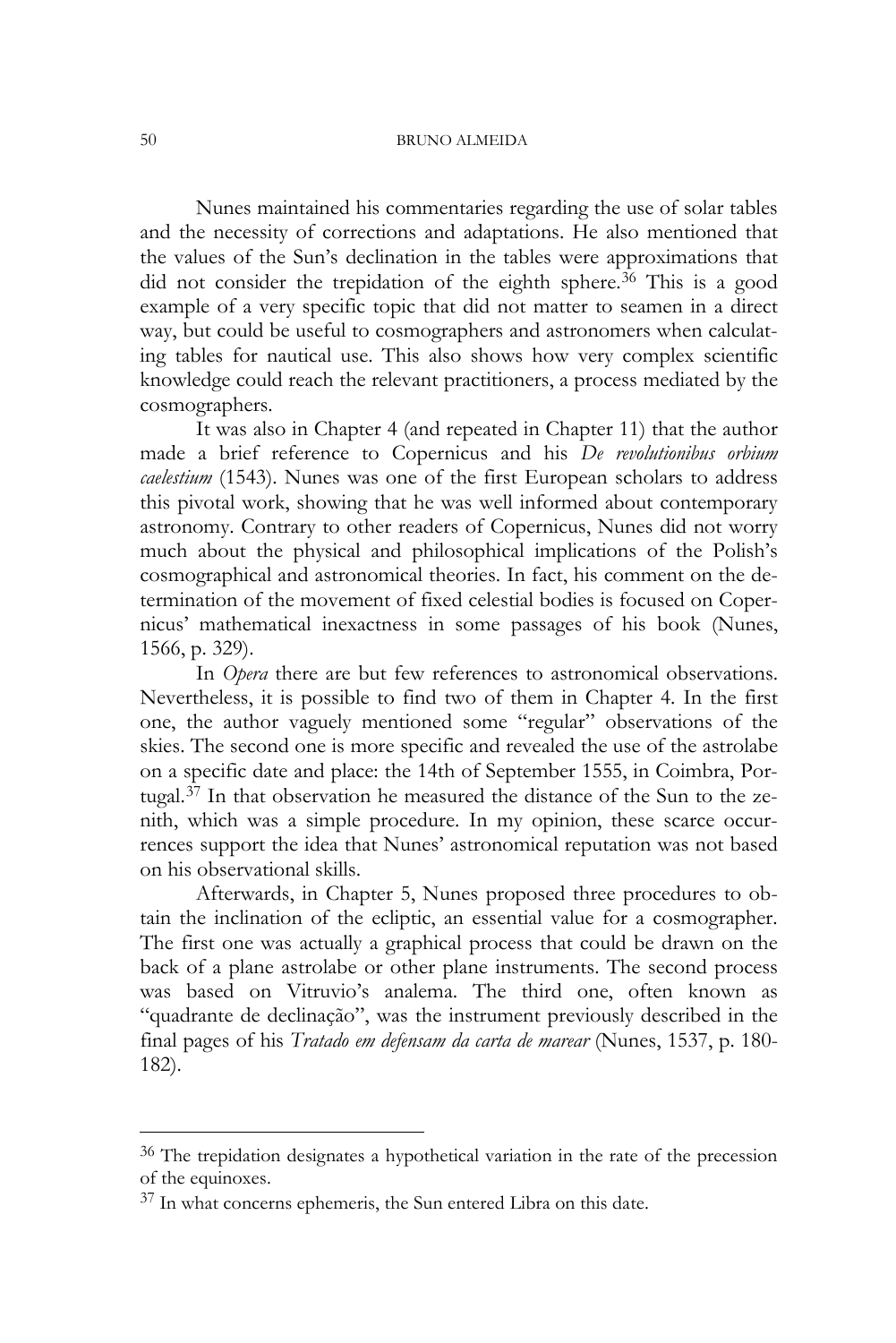Nunes maintained his commentaries regarding the use of solar tables and the necessity of corrections and adaptations. He also mentioned that the values of the Sun's declination in the tables were approximations that did not consider the trepidation of the eighth sphere.[36] This is a good example of a very specific topic that did not matter to seamen in a direct way, but could be useful to cosmographers and astronomers when calculating tables for nautical use. This also shows how very complex scientific knowledge could reach the relevant practitioners, a process mediated by the cosmographers.

It was also in Chapter 4 (and repeated in Chapter 11) that the author made a brief reference to Copernicus and his *De revolutionibus orbium caelestium* (1543). Nunes was one of the first European scholars to address this pivotal work, showing that he was well informed about contemporary astronomy. Contrary to other readers of Copernicus, Nunes did not worry much about the physical and philosophical implications of the Polish's cosmographical and astronomical theories. In fact, his comment on the determination of the movement of fixed celestial bodies is focused on Copernicus' mathematical inexactness in some passages of his book (Nunes, 1566, p. 329).

In *Opera* there are but few references to astronomical observations. Nevertheless, it is possible to find two of them in Chapter 4. In the first one, the author vaguely mentioned some "regular" observations of the skies. The second one is more specific and revealed the use of the astrolabe on a specific date and place: the 14th of September 1555, in Coimbra, Portugal.[37] In that observation he measured the distance of the Sun to the zenith, which was a simple procedure. In my opinion, these scarce occurrences support the idea that Nunes' astronomical reputation was not based on his observational skills.

Afterwards, in Chapter 5, Nunes proposed three procedures to obtain the inclination of the ecliptic, an essential value for a cosmographer. The first one was actually a graphical process that could be drawn on the back of a plane astrolabe or other plane instruments. The second process was based on Vitruvio's analema. The third one, often known as "quadrante de declinação", was the instrument previously described in the final pages of his *Tratado em defensam da carta de marear* (Nunes, 1537, p. 180-182).

---

[36] The trepidation designates a hypothetical variation in the rate of the precession of the equinoxes.

[37] In what concerns ephemeris, the Sun entered Libra on this date.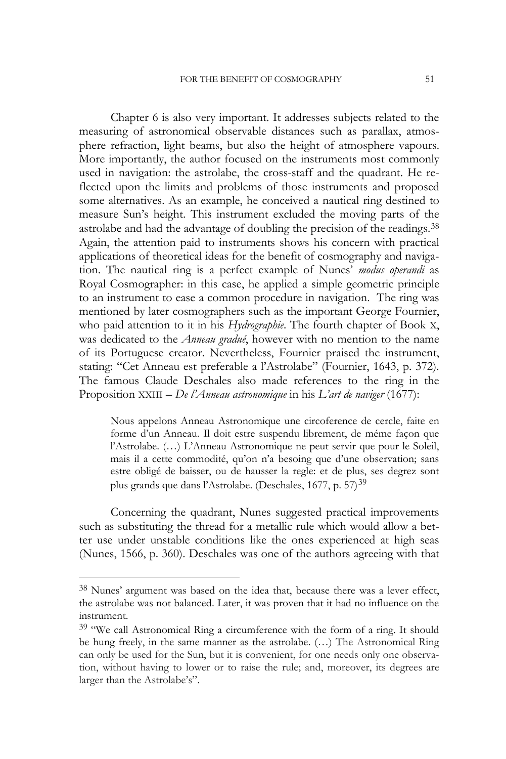Chapter 6 is also very important. It addresses subjects related to the measuring of astronomical observable distances such as parallax, atmosphere refraction, light beams, but also the height of atmosphere vapours. More importantly, the author focused on the instruments most commonly used in navigation: the astrolabe, the cross-staff and the quadrant. He reflected upon the limits and problems of those instruments and proposed some alternatives. As an example, he conceived a nautical ring destined to measure Sun's height. This instrument excluded the moving parts of the astrolabe and had the advantage of doubling the precision of the readings.[38] Again, the attention paid to instruments shows his concern with practical applications of theoretical ideas for the benefit of cosmography and navigation. The nautical ring is a perfect example of Nunes' *modus operandi* as Royal Cosmographer: in this case, he applied a simple geometric principle to an instrument to ease a common procedure in navigation. The ring was mentioned by later cosmographers such as the important George Fournier, who paid attention to it in his *Hydrographie*. The fourth chapter of Book X, was dedicated to the *Anneau gradué*, however with no mention to the name of its Portuguese creator. Nevertheless, Fournier praised the instrument, stating: "Cet Anneau est preferable a l'Astrolabe" (Fournier, 1643, p. 372). The famous Claude Deschales also made references to the ring in the Proposition XXIII – *De l'Anneau astronomique* in his *L'art de naviger* (1677):

> Nous appelons Anneau Astronomique une circoference de cercle, faite en forme d'un Anneau. Il doit estre suspendu librement, de méme façon que l'Astrolabe. (…) L'Anneau Astronomique ne peut servir que pour le Soleil, mais il a cette commodité, qu'on n'a besoing que d'une observation; sans estre obligé de baisser, ou de hausser la regle: et de plus, ses degrez sont plus grands que dans l'Astrolabe. (Deschales, 1677, p. 57)[39]

Concerning the quadrant, Nunes suggested practical improvements such as substituting the thread for a metallic rule which would allow a better use under unstable conditions like the ones experienced at high seas (Nunes, 1566, p. 360). Deschales was one of the authors agreeing with that

---

[38] Nunes' argument was based on the idea that, because there was a lever effect, the astrolabe was not balanced. Later, it was proven that it had no influence on the instrument.

[39] "We call Astronomical Ring a circumference with the form of a ring. It should be hung freely, in the same manner as the astrolabe. (…) The Astronomical Ring can only be used for the Sun, but it is convenient, for one needs only one observation, without having to lower or to raise the rule; and, moreover, its degrees are larger than the Astrolabe's".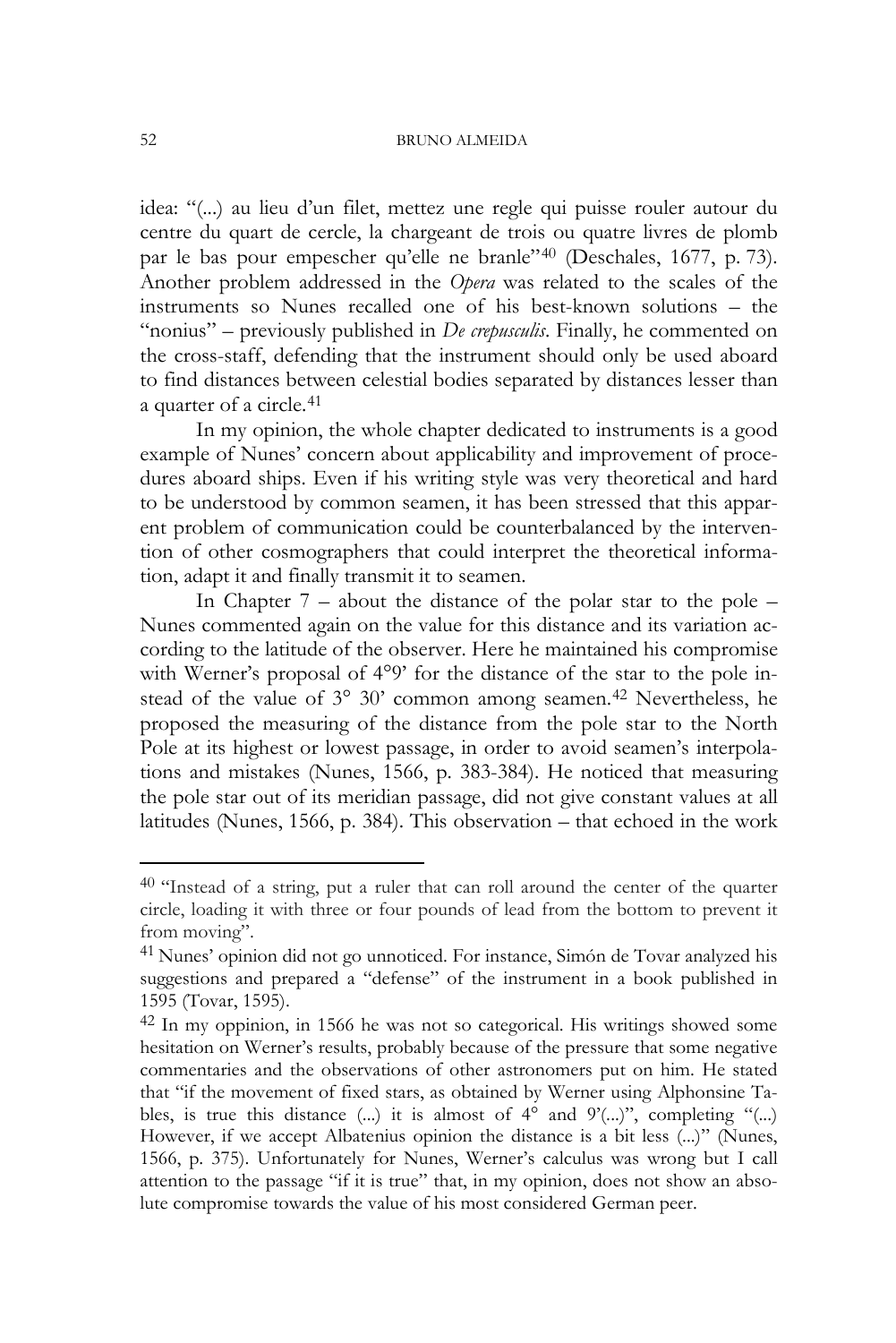idea: "(...) au lieu d'un filet, mettez une regle qui puisse rouler autour du centre du quart de cercle, la chargeant de trois ou quatre livres de plomb par le bas pour empescher qu'elle ne branle"[40] (Deschales, 1677, p. 73). Another problem addressed in the *Opera* was related to the scales of the instruments so Nunes recalled one of his best-known solutions – the "nonius" – previously published in *De crepusculis*. Finally, he commented on the cross-staff, defending that the instrument should only be used aboard to find distances between celestial bodies separated by distances lesser than a quarter of a circle.[41]

In my opinion, the whole chapter dedicated to instruments is a good example of Nunes' concern about applicability and improvement of procedures aboard ships. Even if his writing style was very theoretical and hard to be understood by common seamen, it has been stressed that this apparent problem of communication could be counterbalanced by the intervention of other cosmographers that could interpret the theoretical information, adapt it and finally transmit it to seamen.

In Chapter 7 – about the distance of the polar star to the pole – Nunes commented again on the value for this distance and its variation according to the latitude of the observer. Here he maintained his compromise with Werner's proposal of 4°9' for the distance of the star to the pole instead of the value of 3° 30' common among seamen.[42] Nevertheless, he proposed the measuring of the distance from the pole star to the North Pole at its highest or lowest passage, in order to avoid seamen's interpolations and mistakes (Nunes, 1566, p. 383-384). He noticed that measuring the pole star out of its meridian passage, did not give constant values at all latitudes (Nunes, 1566, p. 384). This observation – that echoed in the work

---

[40] "Instead of a string, put a ruler that can roll around the center of the quarter circle, loading it with three or four pounds of lead from the bottom to prevent it from moving".

[41] Nunes' opinion did not go unnoticed. For instance, Simón de Tovar analyzed his suggestions and prepared a "defense" of the instrument in a book published in 1595 (Tovar, 1595).

[42] In my oppinion, in 1566 he was not so categorical. His writings showed some hesitation on Werner's results, probably because of the pressure that some negative commentaries and the observations of other astronomers put on him. He stated that "if the movement of fixed stars, as obtained by Werner using Alphonsine Tables, is true this distance (...) it is almost of 4° and 9'(...)", completing "(...) However, if we accept Albatenius opinion the distance is a bit less (...)" (Nunes, 1566, p. 375). Unfortunately for Nunes, Werner's calculus was wrong but I call attention to the passage "if it is true" that, in my opinion, does not show an absolute compromise towards the value of his most considered German peer.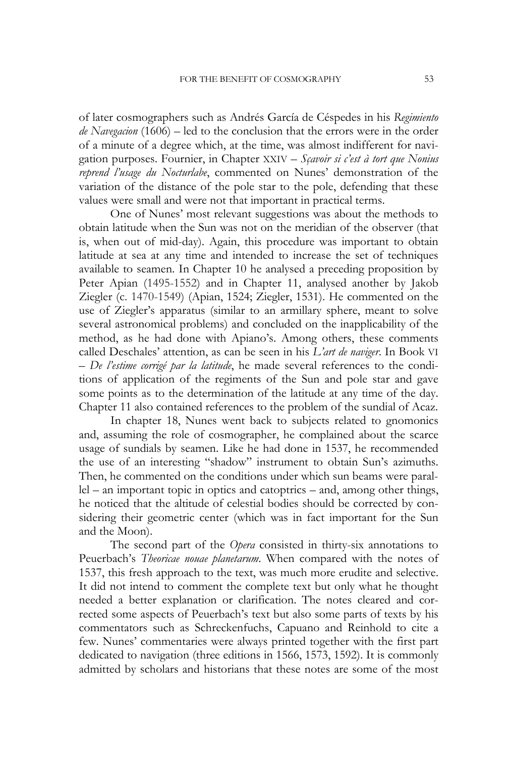of later cosmographers such as Andrés García de Céspedes in his *Regimiento de Navegacion* (1606) – led to the conclusion that the errors were in the order of a minute of a degree which, at the time, was almost indifferent for navigation purposes. Fournier, in Chapter XXIV – *Sçavoir si c'est à tort que Nonius reprend l'usage du Nocturlabe*, commented on Nunes' demonstration of the variation of the distance of the pole star to the pole, defending that these values were small and were not that important in practical terms.

One of Nunes' most relevant suggestions was about the methods to obtain latitude when the Sun was not on the meridian of the observer (that is, when out of mid-day). Again, this procedure was important to obtain latitude at sea at any time and intended to increase the set of techniques available to seamen. In Chapter 10 he analysed a preceding proposition by Peter Apian (1495-1552) and in Chapter 11, analysed another by Jakob Ziegler (c. 1470-1549) (Apian, 1524; Ziegler, 1531). He commented on the use of Ziegler's apparatus (similar to an armillary sphere, meant to solve several astronomical problems) and concluded on the inapplicability of the method, as he had done with Apiano's. Among others, these comments called Deschales' attention, as can be seen in his *L'art de naviger*. In Book VI – *De l'estime corrigé par la latitude*, he made several references to the conditions of application of the regiments of the Sun and pole star and gave some points as to the determination of the latitude at any time of the day. Chapter 11 also contained references to the problem of the sundial of Acaz.

In chapter 18, Nunes went back to subjects related to gnomonics and, assuming the role of cosmographer, he complained about the scarce usage of sundials by seamen. Like he had done in 1537, he recommended the use of an interesting "shadow" instrument to obtain Sun's azimuths. Then, he commented on the conditions under which sun beams were parallel – an important topic in optics and catoptrics – and, among other things, he noticed that the altitude of celestial bodies should be corrected by considering their geometric center (which was in fact important for the Sun and the Moon).

The second part of the *Opera* consisted in thirty-six annotations to Peuerbach's *Theoricae nouae planetarum*. When compared with the notes of 1537, this fresh approach to the text, was much more erudite and selective. It did not intend to comment the complete text but only what he thought needed a better explanation or clarification. The notes cleared and corrected some aspects of Peuerbach's text but also some parts of texts by his commentators such as Schreckenfuchs, Capuano and Reinhold to cite a few. Nunes' commentaries were always printed together with the first part dedicated to navigation (three editions in 1566, 1573, 1592). It is commonly admitted by scholars and historians that these notes are some of the most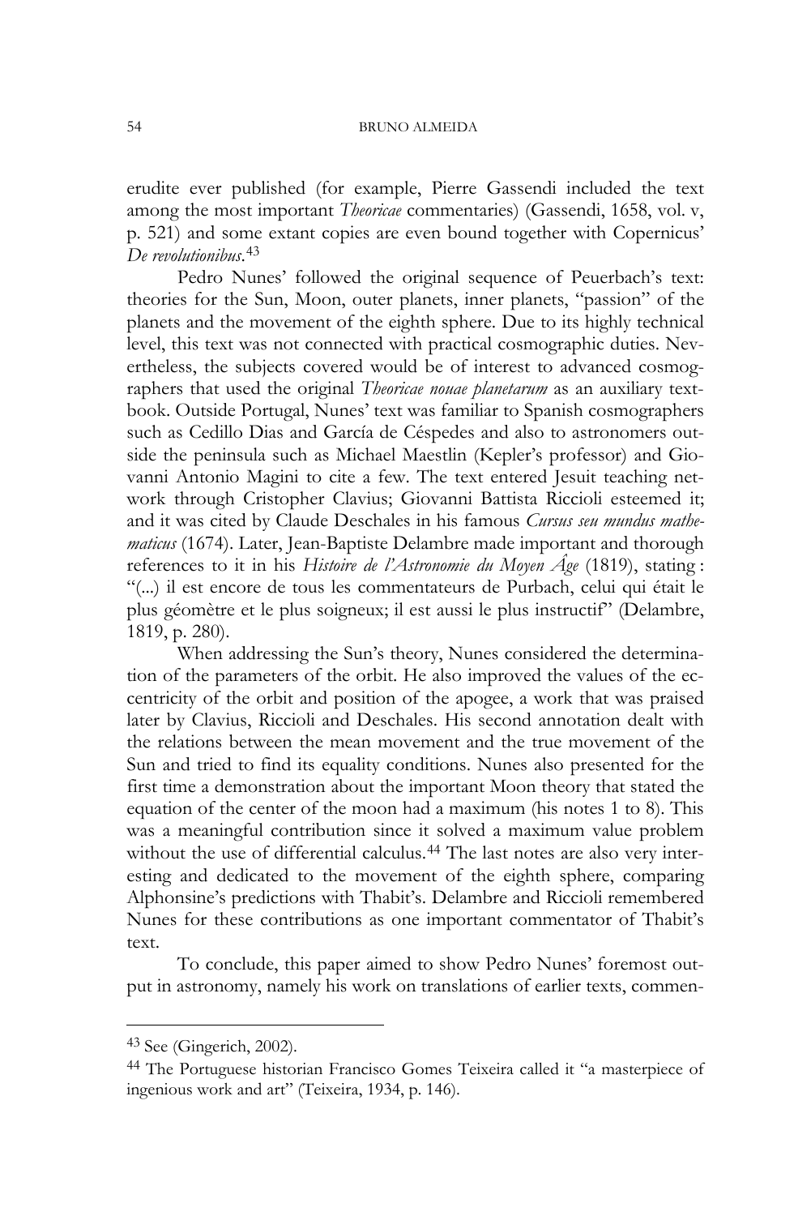erudite ever published (for example, Pierre Gassendi included the text among the most important *Theoricae* commentaries) (Gassendi, 1658, vol. v, p. 521) and some extant copies are even bound together with Copernicus' *De revolutionibus*.[43]

Pedro Nunes' followed the original sequence of Peuerbach's text: theories for the Sun, Moon, outer planets, inner planets, "passion" of the planets and the movement of the eighth sphere. Due to its highly technical level, this text was not connected with practical cosmographic duties. Nevertheless, the subjects covered would be of interest to advanced cosmographers that used the original *Theoricae nouae planetarum* as an auxiliary textbook. Outside Portugal, Nunes' text was familiar to Spanish cosmographers such as Cedillo Dias and García de Céspedes and also to astronomers outside the peninsula such as Michael Maestlin (Kepler's professor) and Giovanni Antonio Magini to cite a few. The text entered Jesuit teaching network through Cristopher Clavius; Giovanni Battista Riccioli esteemed it; and it was cited by Claude Deschales in his famous *Cursus seu mundus mathematicus* (1674). Later, Jean-Baptiste Delambre made important and thorough references to it in his *Histoire de l'Astronomie du Moyen Âge* (1819), stating : "(...) il est encore de tous les commentateurs de Purbach, celui qui était le plus géomètre et le plus soigneux; il est aussi le plus instructif" (Delambre, 1819, p. 280).

When addressing the Sun's theory, Nunes considered the determination of the parameters of the orbit. He also improved the values of the eccentricity of the orbit and position of the apogee, a work that was praised later by Clavius, Riccioli and Deschales. His second annotation dealt with the relations between the mean movement and the true movement of the Sun and tried to find its equality conditions. Nunes also presented for the first time a demonstration about the important Moon theory that stated the equation of the center of the moon had a maximum (his notes 1 to 8). This was a meaningful contribution since it solved a maximum value problem without the use of differential calculus.[44] The last notes are also very interesting and dedicated to the movement of the eighth sphere, comparing Alphonsine's predictions with Thabit's. Delambre and Riccioli remembered Nunes for these contributions as one important commentator of Thabit's text.

To conclude, this paper aimed to show Pedro Nunes' foremost output in astronomy, namely his work on translations of earlier texts, commen-

---

[43] See (Gingerich, 2002).

[44] The Portuguese historian Francisco Gomes Teixeira called it "a masterpiece of ingenious work and art" (Teixeira, 1934, p. 146).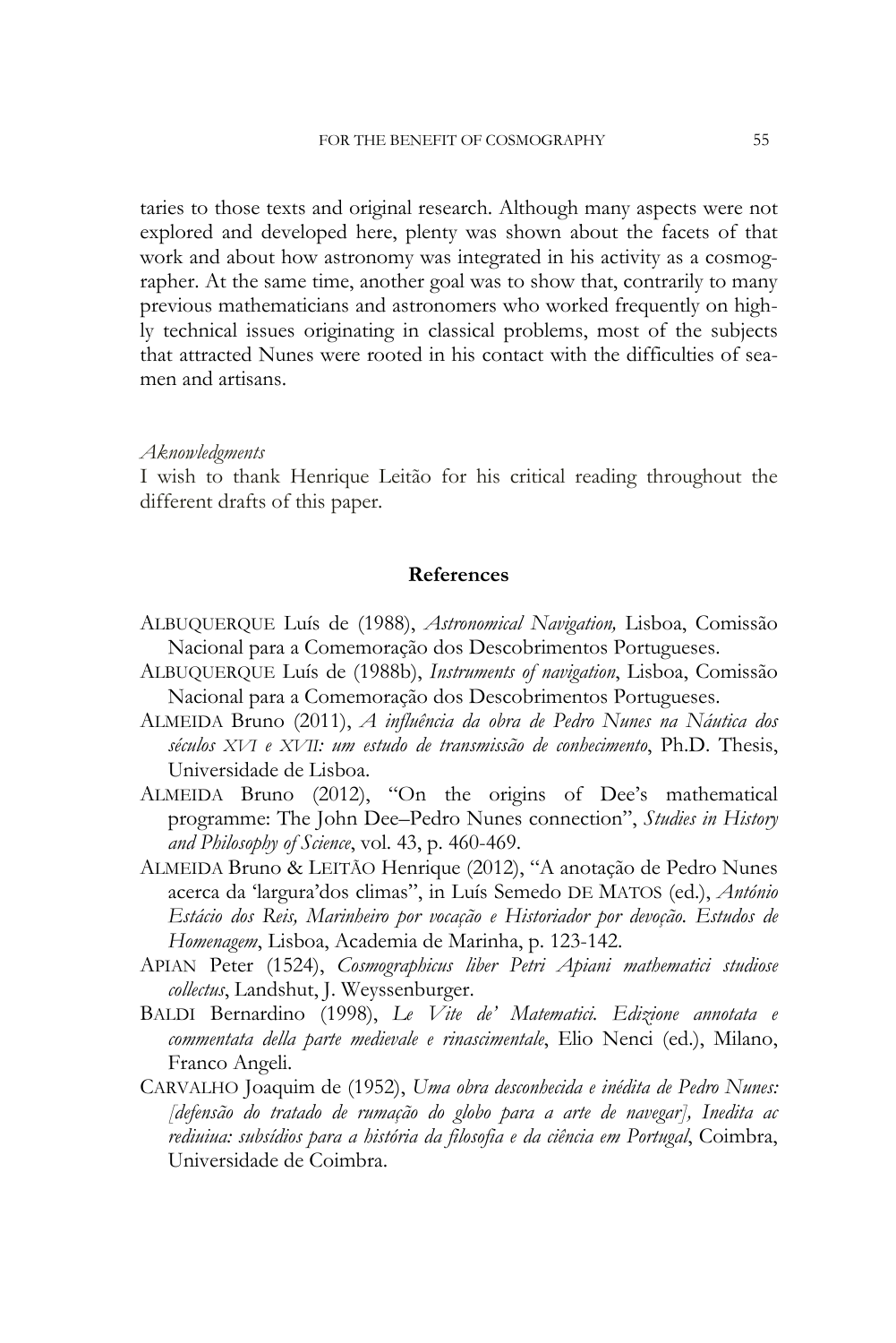taries to those texts and original research. Although many aspects were not explored and developed here, plenty was shown about the facets of that work and about how astronomy was integrated in his activity as a cosmographer. At the same time, another goal was to show that, contrarily to many previous mathematicians and astronomers who worked frequently on highly technical issues originating in classical problems, most of the subjects that attracted Nunes were rooted in his contact with the difficulties of seamen and artisans.

*Aknowledgments*
I wish to thank Henrique Leitão for his critical reading throughout the different drafts of this paper.

## References

ALBUQUERQUE Luís de (1988), *Astronomical Navigation,* Lisboa, Comissão Nacional para a Comemoração dos Descobrimentos Portugueses.

ALBUQUERQUE Luís de (1988b), *Instruments of navigation*, Lisboa, Comissão Nacional para a Comemoração dos Descobrimentos Portugueses.

ALMEIDA Bruno (2011), *A influência da obra de Pedro Nunes na Náutica dos séculos XVI e XVII: um estudo de transmissão de conhecimento*, Ph.D. Thesis, Universidade de Lisboa.

ALMEIDA Bruno (2012), "On the origins of Dee's mathematical programme: The John Dee–Pedro Nunes connection", *Studies in History and Philosophy of Science*, vol. 43, p. 460-469.

ALMEIDA Bruno & LEITÃO Henrique (2012), "A anotação de Pedro Nunes acerca da 'largura'dos climas", in Luís Semedo DE MATOS (ed.), *António Estácio dos Reis, Marinheiro por vocação e Historiador por devoção. Estudos de Homenagem*, Lisboa, Academia de Marinha, p. 123-142.

APIAN Peter (1524), *Cosmographicus liber Petri Apiani mathematici studiose collectus*, Landshut, J. Weyssenburger.

BALDI Bernardino (1998), *Le Vite de' Matematici. Edizione annotata e commentata della parte medievale e rinascimentale*, Elio Nenci (ed.), Milano, Franco Angeli.

CARVALHO Joaquim de (1952), *Uma obra desconhecida e inédita de Pedro Nunes: [defensão do tratado de rumação do globo para a arte de navegar], Inedita ac rediuiua: subsídios para a história da filosofia e da ciência em Portugal*, Coimbra, Universidade de Coimbra.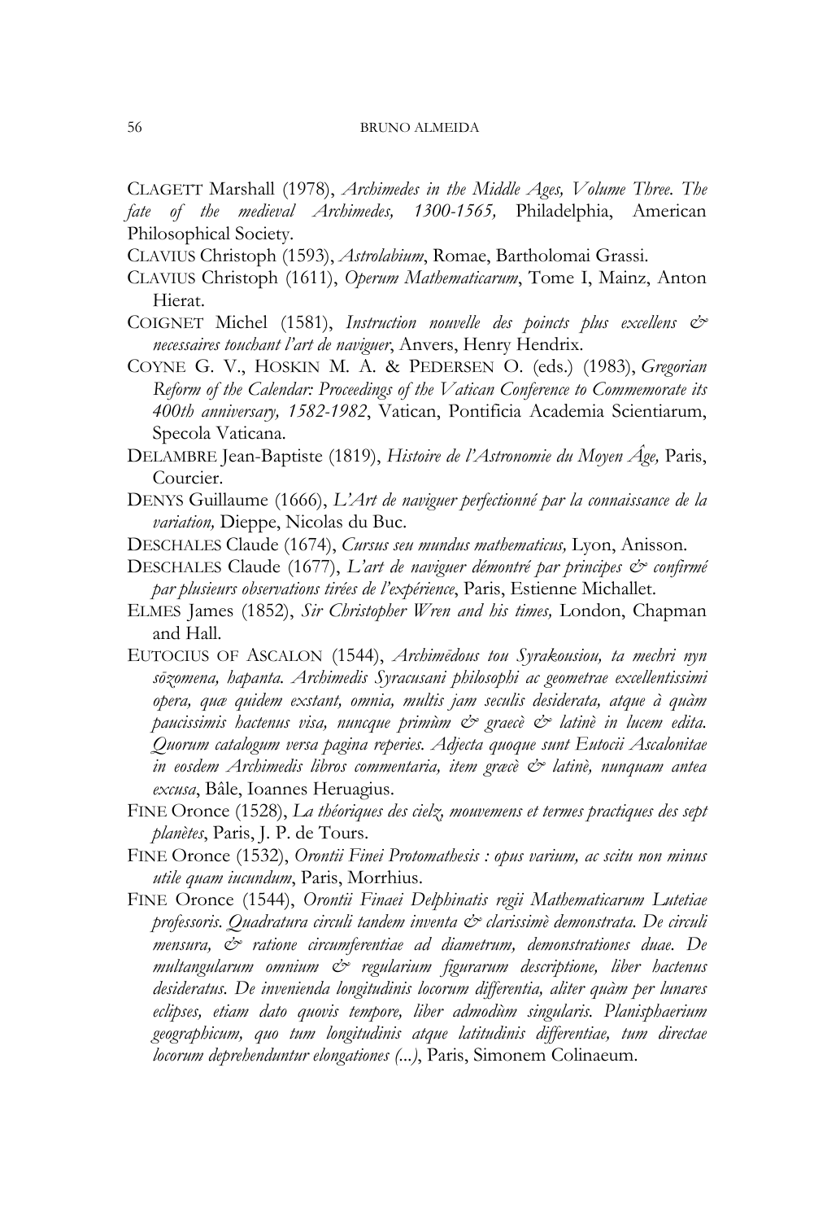CLAGETT Marshall (1978), *Archimedes in the Middle Ages, Volume Three. The fate of the medieval Archimedes, 1300-1565,* Philadelphia, American Philosophical Society.

CLAVIUS Christoph (1593), *Astrolabium*, Romae, Bartholomai Grassi.

CLAVIUS Christoph (1611), *Operum Mathematicarum*, Tome I, Mainz, Anton Hierat.

COIGNET Michel (1581), *Instruction nouvelle des poincts plus excellens & necessaires touchant l'art de naviguer*, Anvers, Henry Hendrix.

COYNE G. V., HOSKIN M. A. & PEDERSEN O. (eds.) (1983), *Gregorian Reform of the Calendar: Proceedings of the Vatican Conference to Commemorate its 400th anniversary, 1582-1982*, Vatican, Pontificia Academia Scientiarum, Specola Vaticana.

DELAMBRE Jean-Baptiste (1819), *Histoire de l'Astronomie du Moyen Âge,* Paris, Courcier.

DENYS Guillaume (1666), *L'Art de naviguer perfectionné par la connaissance de la variation,* Dieppe, Nicolas du Buc.

DESCHALES Claude (1674), *Cursus seu mundus mathematicus,* Lyon, Anisson.

DESCHALES Claude (1677), *L'art de naviguer démontré par principes & confirmé par plusieurs observations tirées de l'expérience*, Paris, Estienne Michallet.

ELMES James (1852), *Sir Christopher Wren and his times,* London, Chapman and Hall.

EUTOCIUS OF ASCALON (1544), *Archimēdous tou Syrakousiou, ta mechri nyn sōzomena, hapanta. Archimedis Syracusani philosophi ac geometrae excellentissimi opera, quæ quidem exstant, omnia, multis jam seculis desiderata, atque à quàm paucissimis hactenus visa, nuncque primùm & graecè & latinè in lucem edita. Quorum catalogum versa pagina reperies. Adjecta quoque sunt Eutocii Ascalonitae in eosdem Archimedis libros commentaria, item græcè & latinè, nunquam antea excusa*, Bâle, Ioannes Heruagius.

FINE Oronce (1528), *La théoriques des cielz, mouvemens et termes practiques des sept planètes*, Paris, J. P. de Tours.

FINE Oronce (1532), *Orontii Finei Protomathesis : opus varium, ac scitu non minus utile quam iucundum*, Paris, Morrhius.

FINE Oronce (1544), *Orontii Finaei Delphinatis regii Mathematicarum Lutetiae professoris. Quadratura circuli tandem inventa & clarissimè demonstrata. De circuli mensura, & ratione circumferentiae ad diametrum, demonstrationes duae. De multangularum omnium & regularium figurarum descriptione, liber hactenus desideratus. De invenienda longitudinis locorum differentia, aliter quàm per lunares eclipses, etiam dato quovis tempore, liber admodùm singularis. Planisphaerium geographicum, quo tum longitudinis atque latitudinis differentiae, tum directae locorum deprehenduntur elongationes (...)*, Paris, Simonem Colinaeum.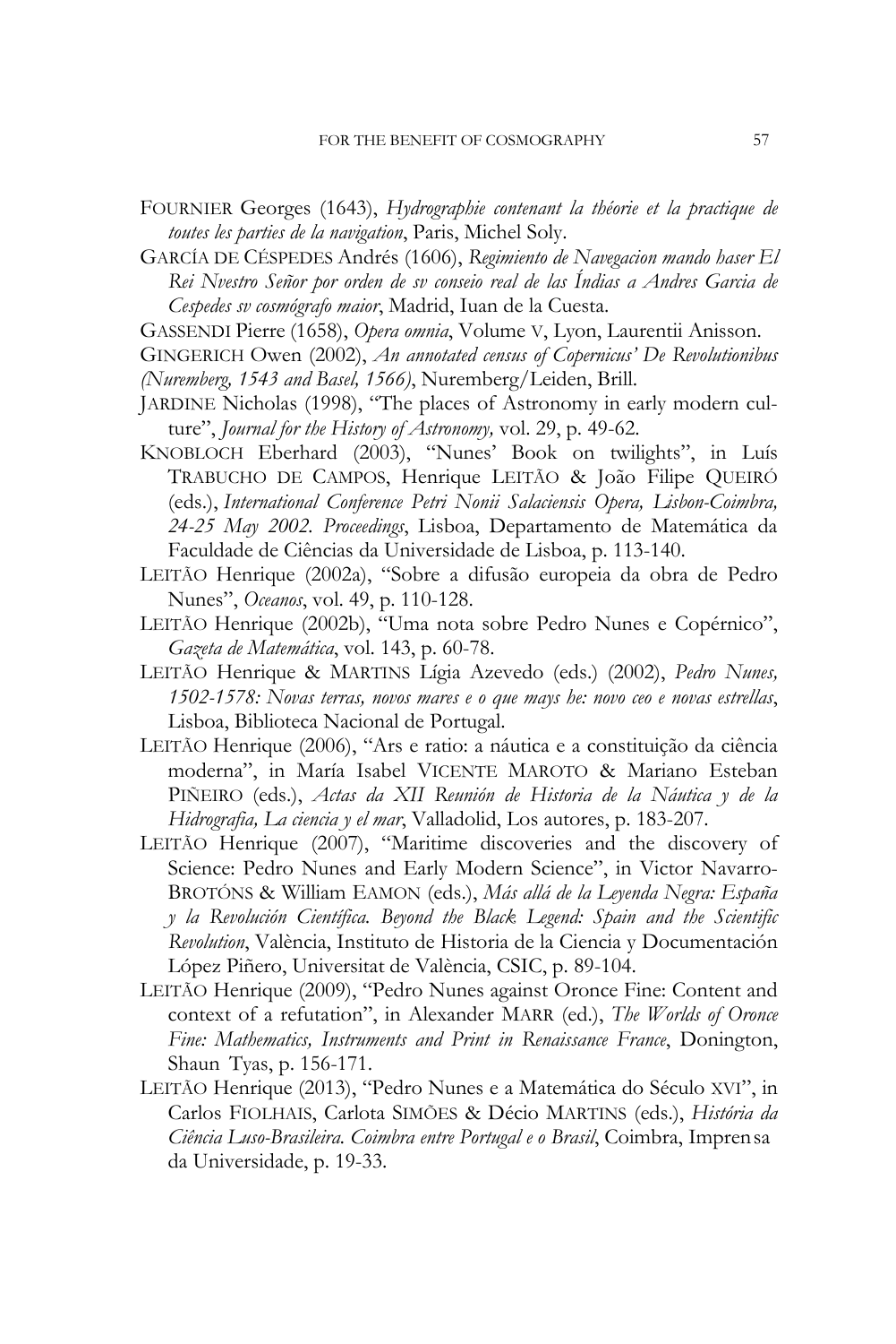FOURNIER Georges (1643), *Hydrographie contenant la théorie et la practique de toutes les parties de la navigation*, Paris, Michel Soly.

GARCÍA DE CÉSPEDES Andrés (1606), *Regimiento de Navegacion mando haser El Rei Nvestro Señor por orden de sv conseio real de las Índias a Andres Garcia de Cespedes sv cosmógrafo maior*, Madrid, Iuan de la Cuesta.

GASSENDI Pierre (1658), *Opera omnia*, Volume V, Lyon, Laurentii Anisson.

GINGERICH Owen (2002), *An annotated census of Copernicus' De Revolutionibus (Nuremberg, 1543 and Basel, 1566)*, Nuremberg/Leiden, Brill.

JARDINE Nicholas (1998), "The places of Astronomy in early modern culture", *Journal for the History of Astronomy,* vol. 29, p. 49-62.

KNOBLOCH Eberhard (2003), "Nunes' Book on twilights", in Luís TRABUCHO DE CAMPOS, Henrique LEITÃO & João Filipe QUEIRÓ (eds.), *International Conference Petri Nonii Salaciensis Opera, Lisbon-Coimbra, 24-25 May 2002. Proceedings*, Lisboa, Departamento de Matemática da Faculdade de Ciências da Universidade de Lisboa, p. 113-140.

LEITÃO Henrique (2002a), "Sobre a difusão europeia da obra de Pedro Nunes", *Oceanos*, vol. 49, p. 110-128.

LEITÃO Henrique (2002b), "Uma nota sobre Pedro Nunes e Copérnico", *Gazeta de Matemática*, vol. 143, p. 60-78.

LEITÃO Henrique & MARTINS Lígia Azevedo (eds.) (2002), *Pedro Nunes, 1502-1578: Novas terras, novos mares e o que mays he: novo ceo e novas estrellas*, Lisboa, Biblioteca Nacional de Portugal.

LEITÃO Henrique (2006), "Ars e ratio: a náutica e a constituição da ciência moderna", in María Isabel VICENTE MAROTO & Mariano Esteban PIÑEIRO (eds.), *Actas da XII Reunión de Historia de la Náutica y de la Hidrografía, La ciencia y el mar*, Valladolid, Los autores, p. 183-207.

LEITÃO Henrique (2007), "Maritime discoveries and the discovery of Science: Pedro Nunes and Early Modern Science", in Victor Navarro-BROTÓNS & William EAMON (eds.), *Más allá de la Leyenda Negra: España y la Revolución Científica. Beyond the Black Legend: Spain and the Scientific Revolution*, València, Instituto de Historia de la Ciencia y Documentación López Piñero, Universitat de València, CSIC, p. 89-104.

LEITÃO Henrique (2009), "Pedro Nunes against Oronce Fine: Content and context of a refutation", in Alexander MARR (ed.), *The Worlds of Oronce Fine: Mathematics, Instruments and Print in Renaissance France*, Donington, Shaun Tyas, p. 156-171.

LEITÃO Henrique (2013), "Pedro Nunes e a Matemática do Século XVI", in Carlos FIOLHAIS, Carlota SIMÕES & Décio MARTINS (eds.), *História da Ciência Luso-Brasileira. Coimbra entre Portugal e o Brasil*, Coimbra, Imprensa da Universidade, p. 19-33.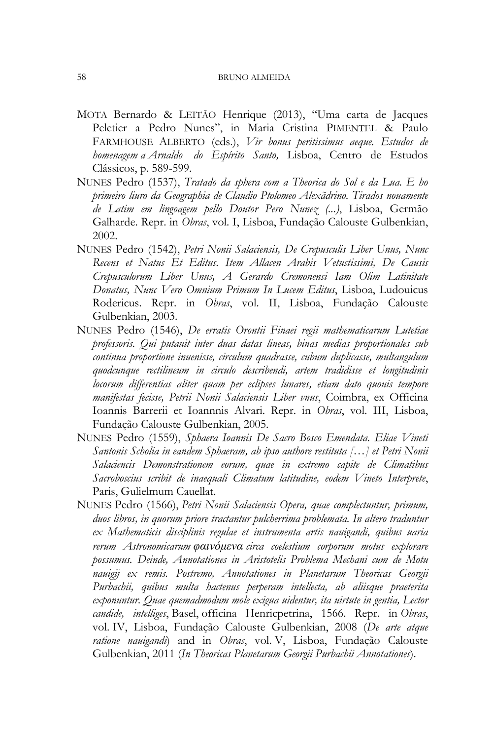MOTA Bernardo & LEITÃO Henrique (2013), "Uma carta de Jacques Peletier a Pedro Nunes", in Maria Cristina PIMENTEL & Paulo FARMHOUSE ALBERTO (eds.), *Vir bonus peritissimus aeque. Estudos de homenagem a Arnaldo do Espírito Santo,* Lisboa, Centro de Estudos Clássicos, p. 589-599.

NUNES Pedro (1537), *Tratado da sphera com a Theorica do Sol e da Lua. E ho primeiro liuro da Geographia de Claudio Ptolomeo Alexãdrino. Tirados nouamente de Latim em lingoagem pello Doutor Pero Nunez (...)*, Lisboa, Germão Galharde. Repr. in *Obras*, vol. I, Lisboa, Fundação Calouste Gulbenkian, 2002.

NUNES Pedro (1542), *Petri Nonii Salaciensis, De Crepusculis Liber Unus, Nunc Recens et Natus Et Editus. Item Allacen Arabis Vetustissimi, De Causis Crepusculorum Liber Unus, A Gerardo Cremonensi Iam Olim Latinitate Donatus, Nunc Vero Omnium Primum In Lucem Editus*, Lisboa, Ludouicus Rodericus. Repr. in *Obras*, vol. II, Lisboa, Fundação Calouste Gulbenkian, 2003.

NUNES Pedro (1546), *De erratis Orontii Finaei regii mathematicarum Lutetiae professoris. Qui putauit inter duas datas lineas, binas medias proportionales sub continua proportione inuenisse, circulum quadrasse, cubum duplicasse, multangulum quodcunque rectilineum in circulo describendi, artem tradidisse et longitudinis locorum differentias aliter quam per eclipses lunares, etiam dato quouis tempore manifestas fecisse, Petrii Nonii Salaciensis Liber vnus*, Coimbra, ex Officina Ioannis Barrerii et Ioannnis Alvari. Repr. in *Obras*, vol. III, Lisboa, Fundação Calouste Gulbenkian, 2005.

NUNES Pedro (1559), *Sphaera Ioannis De Sacro Bosco Emendata. Eliae Vineti Santonis Scholia in eandem Sphaeram, ab ipso authore restituta […] et Petri Nonii Salaciencis Demonstrationem eorum, quae in extremo capite de Climatibus Sacroboscius scribit de inaequali Climatum latitudine, eodem Vineto Interprete*, Paris, Gulielmum Cauellat.

NUNES Pedro (1566), *Petri Nonii Salaciensis Opera, quae complectuntur, primum, duos libros, in quorum priore tractantur pulcherrima problemata. In altero traduntur ex Mathematicis disciplinis regulae et instrumenta artis nauigandi, quibus uaria rerum Astronomicarum φαινόμενα circa coelestium corporum motus explorare possumus. Deinde, Annotationes in Aristotelis Problema Mechani cum de Motu nauigij ex remis. Postremo, Annotationes in Planetarum Theoricas Georgii Purbachii, quibus multa hactenus perperam intellecta, ab aliisque praeterita exponuntur. Quae quemadmodum mole exigua uidentur, ita uirtute in gentia, Lector candide, intelliges*, Basel, officina Henricpetrina, 1566. Repr. in *Obras*, vol. IV, Lisboa, Fundação Calouste Gulbenkian, 2008 (*De arte atque ratione nauigandi*) and in *Obras*, vol. V, Lisboa, Fundação Calouste Gulbenkian, 2011 (*In Theoricas Planetarum Georgii Purbachii Annotationes*).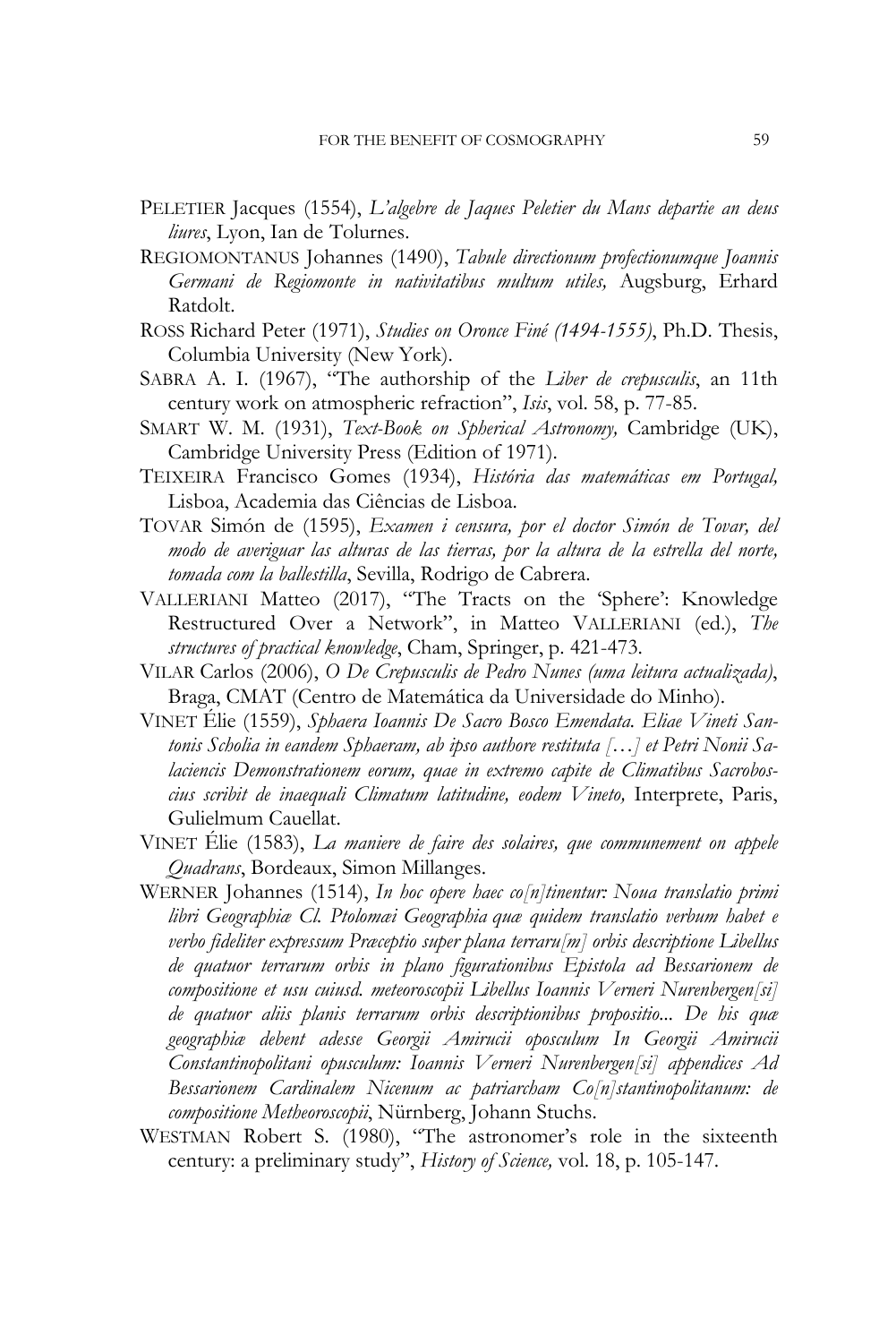PELETIER Jacques (1554), *L'algebre de Jaques Peletier du Mans departie an deus liures*, Lyon, Ian de Tolurnes.

REGIOMONTANUS Johannes (1490), *Tabule directionum profectionumque Joannis Germani de Regiomonte in nativitatibus multum utiles,* Augsburg, Erhard Ratdolt.

ROSS Richard Peter (1971), *Studies on Oronce Finé (1494-1555)*, Ph.D. Thesis, Columbia University (New York).

SABRA A. I. (1967), "The authorship of the *Liber de crepusculis*, an 11th century work on atmospheric refraction", *Isis*, vol. 58, p. 77-85.

SMART W. M. (1931), *Text-Book on Spherical Astronomy,* Cambridge (UK), Cambridge University Press (Edition of 1971).

TEIXEIRA Francisco Gomes (1934), *História das matemáticas em Portugal,* Lisboa, Academia das Ciências de Lisboa.

TOVAR Simón de (1595), *Examen i censura, por el doctor Simón de Tovar, del modo de averiguar las alturas de las tierras, por la altura de la estrella del norte, tomada com la ballestilla*, Sevilla, Rodrigo de Cabrera.

VALLERIANI Matteo (2017), "The Tracts on the 'Sphere': Knowledge Restructured Over a Network", in Matteo VALLERIANI (ed.), *The structures of practical knowledge*, Cham, Springer, p. 421-473.

VILAR Carlos (2006), *O De Crepusculis de Pedro Nunes (uma leitura actualizada)*, Braga, CMAT (Centro de Matemática da Universidade do Minho).

VINET Élie (1559), *Sphaera Ioannis De Sacro Bosco Emendata. Eliae Vineti Santonis Scholia in eandem Sphaeram, ab ipso authore restituta […] et Petri Nonii Salaciencis Demonstrationem eorum, quae in extremo capite de Climatibus Sacroboscius scribit de inaequali Climatum latitudine, eodem Vineto,* Interprete, Paris, Gulielmum Cauellat.

VINET Élie (1583), *La maniere de faire des solaires, que communement on appele Quadrans*, Bordeaux, Simon Millanges.

WERNER Johannes (1514), *In hoc opere haec co[n]tinentur: Noua translatio primi libri Geographiæ Cl. Ptolomæi Geographia quæ quidem translatio verbum habet e verbo fideliter expressum Præceptio super plana terraru[m] orbis descriptione Libellus de quatuor terrarum orbis in plano figurationibus Epistola ad Bessarionem de compositione et usu cuiusd. meteoroscopii Libellus Ioannis Verneri Nurenbergen[si] de quatuor aliis planis terrarum orbis descriptionibus propositio... De his quæ geographiæ debent adesse Georgii Amirucii oposculum In Georgii Amirucii Constantinopolitani opusculum: Ioannis Verneri Nurenbergen[si] appendices Ad Bessarionem Cardinalem Nicenum ac patriarcham Co[n]stantinopolitanum: de compositione Metheoroscopii*, Nürnberg, Johann Stuchs.

WESTMAN Robert S. (1980), "The astronomer's role in the sixteenth century: a preliminary study", *History of Science,* vol. 18, p. 105-147.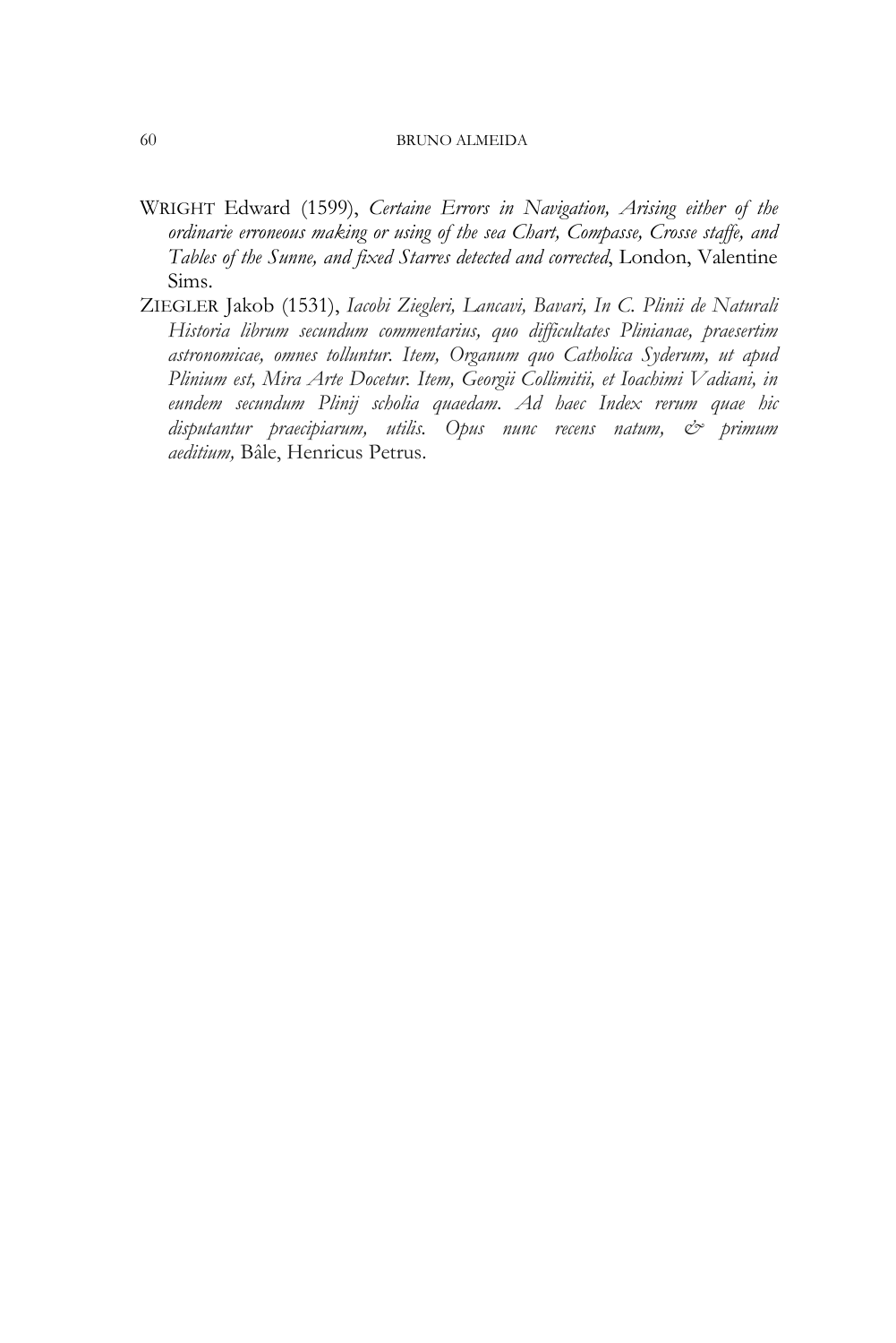WRIGHT Edward (1599), *Certaine Errors in Navigation, Arising either of the ordinarie erroneous making or using of the sea Chart, Compasse, Crosse staffe, and Tables of the Sunne, and fixed Starres detected and corrected*, London, Valentine Sims.

ZIEGLER Jakob (1531), *Iacobi Ziegleri, Lancavi, Bavari, In C. Plinii de Naturali Historia librum secundum commentarius, quo difficultates Plinianae, praesertim astronomicae, omnes tolluntur. Item, Organum quo Catholica Syderum, ut apud Plinium est, Mira Arte Docetur. Item, Georgii Collimitii, et Ioachimi Vadiani, in eundem secundum Plinij scholia quaedam. Ad haec Index rerum quae hic disputantur praecipiarum, utilis. Opus nunc recens natum, & primum aeditium,* Bâle, Henricus Petrus.